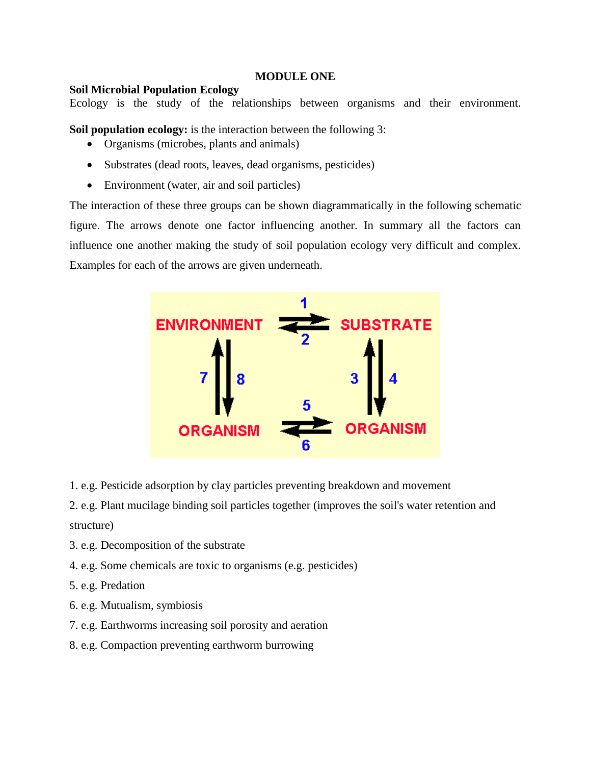# MODULE ONE

## Soil Microbial Population Ecology

Ecology is the study of the relationships between organisms and their environment.

**Soil population ecology:** is the interaction between the following 3:

- Organisms (microbes, plants and animals)
- Substrates (dead roots, leaves, dead organisms, pesticides)
- Environment (water, air and soil particles)

The interaction of these three groups can be shown diagrammatically in the following schematic figure. The arrows denote one factor influencing another. In summary all the factors can influence one another making the study of soil population ecology very difficult and complex. Examples for each of the arrows are given underneath.

1. e.g. Pesticide adsorption by clay particles preventing breakdown and movement
2. e.g. Plant mucilage binding soil particles together (improves the soil's water retention and structure)
3. e.g. Decomposition of the substrate
4. e.g. Some chemicals are toxic to organisms (e.g. pesticides)
5. e.g. Predation
6. e.g. Mutualism, symbiosis
7. e.g. Earthworms increasing soil porosity and aeration
8. e.g. Compaction preventing earthworm burrowing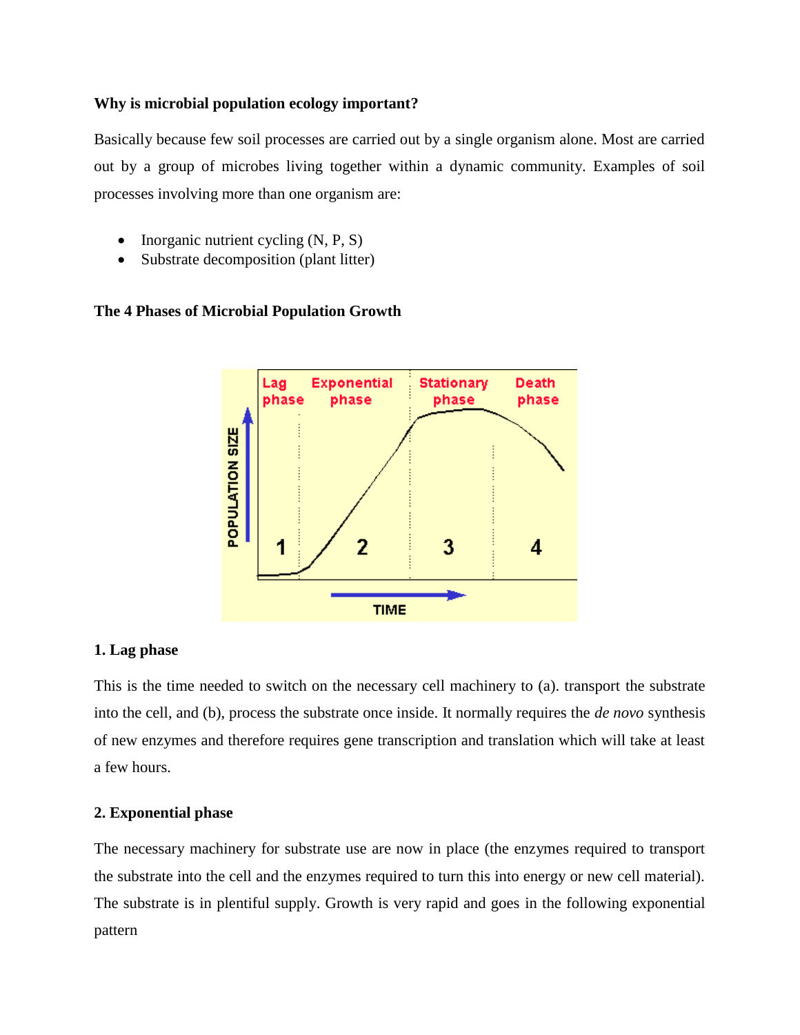**Why is microbial population ecology important?**

Basically because few soil processes are carried out by a single organism alone. Most are carried out by a group of microbes living together within a dynamic community. Examples of soil processes involving more than one organism are:

- Inorganic nutrient cycling (N, P, S)
- Substrate decomposition (plant litter)

**The 4 Phases of Microbial Population Growth**

**1. Lag phase**

This is the time needed to switch on the necessary cell machinery to (a). transport the substrate into the cell, and (b), process the substrate once inside. It normally requires the *de novo* synthesis of new enzymes and therefore requires gene transcription and translation which will take at least a few hours.

**2. Exponential phase**

The necessary machinery for substrate use are now in place (the enzymes required to transport the substrate into the cell and the enzymes required to turn this into energy or new cell material). The substrate is in plentiful supply. Growth is very rapid and goes in the following exponential pattern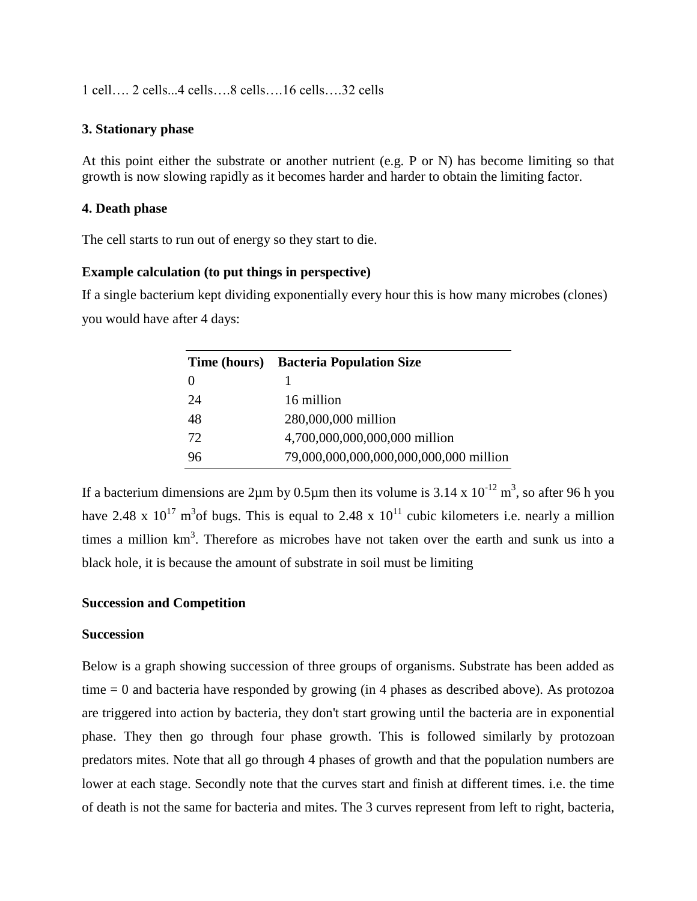1 cell…. 2 cells...4 cells….8 cells….16 cells….32 cells

### 3. Stationary phase

At this point either the substrate or another nutrient (e.g. P or N) has become limiting so that growth is now slowing rapidly as it becomes harder and harder to obtain the limiting factor.

### 4. Death phase

The cell starts to run out of energy so they start to die.

### Example calculation (to put things in perspective)

If a single bacterium kept dividing exponentially every hour this is how many microbes (clones) you would have after 4 days:

| Time (hours) | Bacteria Population Size |
|---|---|
| 0 | 1 |
| 24 | 16 million |
| 48 | 280,000,000 million |
| 72 | 4,700,000,000,000,000 million |
| 96 | 79,000,000,000,000,000,000,000 million |

If a bacterium dimensions are 2µm by 0.5µm then its volume is $3.14 \times 10^{-12}$ $m^3$, so after 96 h you have $2.48 \times 10^{17}$ $m^3$of bugs. This is equal to $2.48 \times 10^{11}$ cubic kilometers i.e. nearly a million times a million $km^3$. Therefore as microbes have not taken over the earth and sunk us into a black hole, it is because the amount of substrate in soil must be limiting

## Succession and Competition

### Succession

Below is a graph showing succession of three groups of organisms. Substrate has been added as time = 0 and bacteria have responded by growing (in 4 phases as described above). As protozoa are triggered into action by bacteria, they don't start growing until the bacteria are in exponential phase. They then go through four phase growth. This is followed similarly by protozoan predators mites. Note that all go through 4 phases of growth and that the population numbers are lower at each stage. Secondly note that the curves start and finish at different times. i.e. the time of death is not the same for bacteria and mites. The 3 curves represent from left to right, bacteria,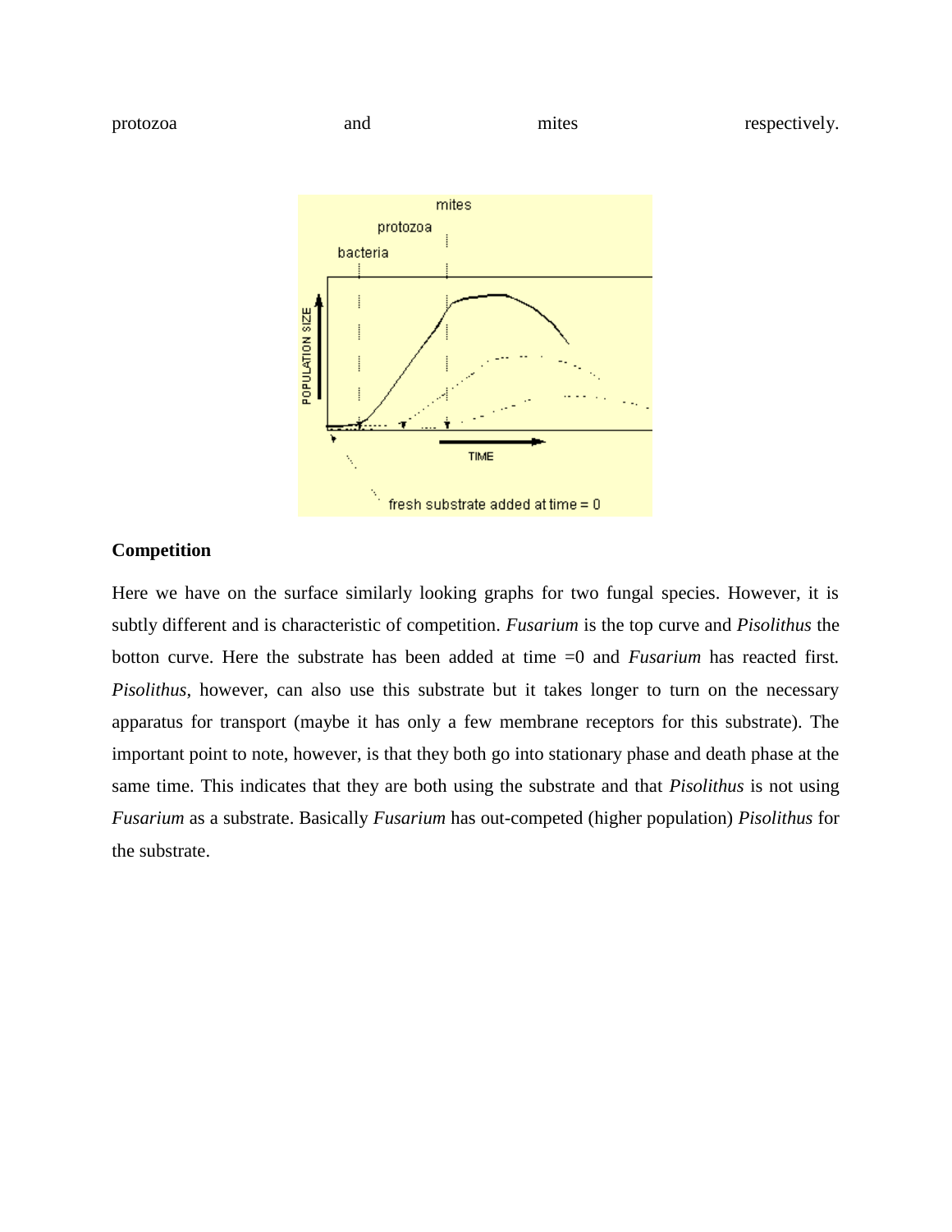protozoa and mites respectively.

## Competition

Here we have on the surface similarly looking graphs for two fungal species. However, it is subtly different and is characteristic of competition. *Fusarium* is the top curve and *Pisolithus* the botton curve. Here the substrate has been added at time =0 and *Fusarium* has reacted first. *Pisolithus*, however, can also use this substrate but it takes longer to turn on the necessary apparatus for transport (maybe it has only a few membrane receptors for this substrate). The important point to note, however, is that they both go into stationary phase and death phase at the same time. This indicates that they are both using the substrate and that *Pisolithus* is not using *Fusarium* as a substrate. Basically *Fusarium* has out-competed (higher population) *Pisolithus* for the substrate.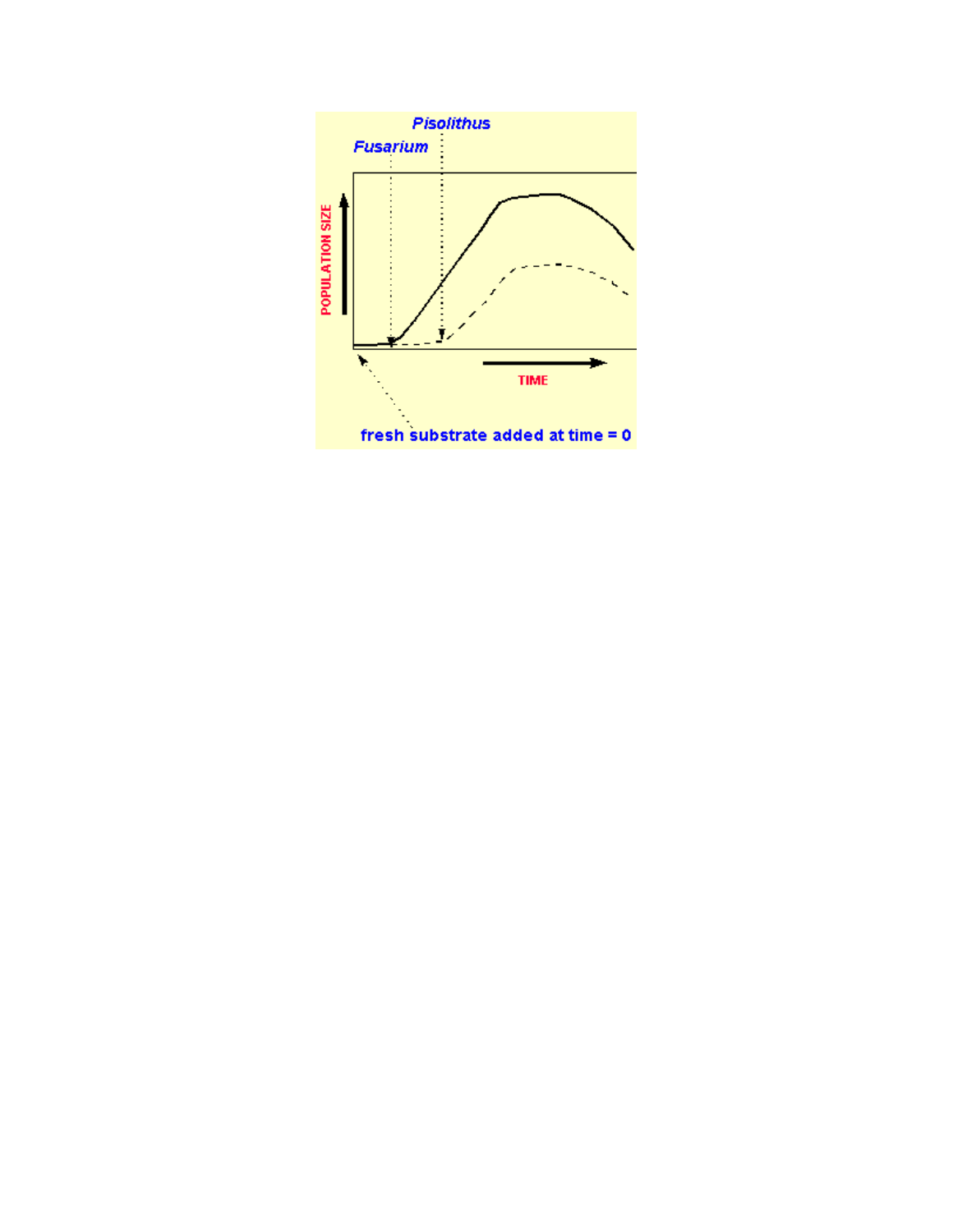*Pisolithus*

*Fusarium*

POPULATION SIZE

TIME

fresh substrate added at time = 0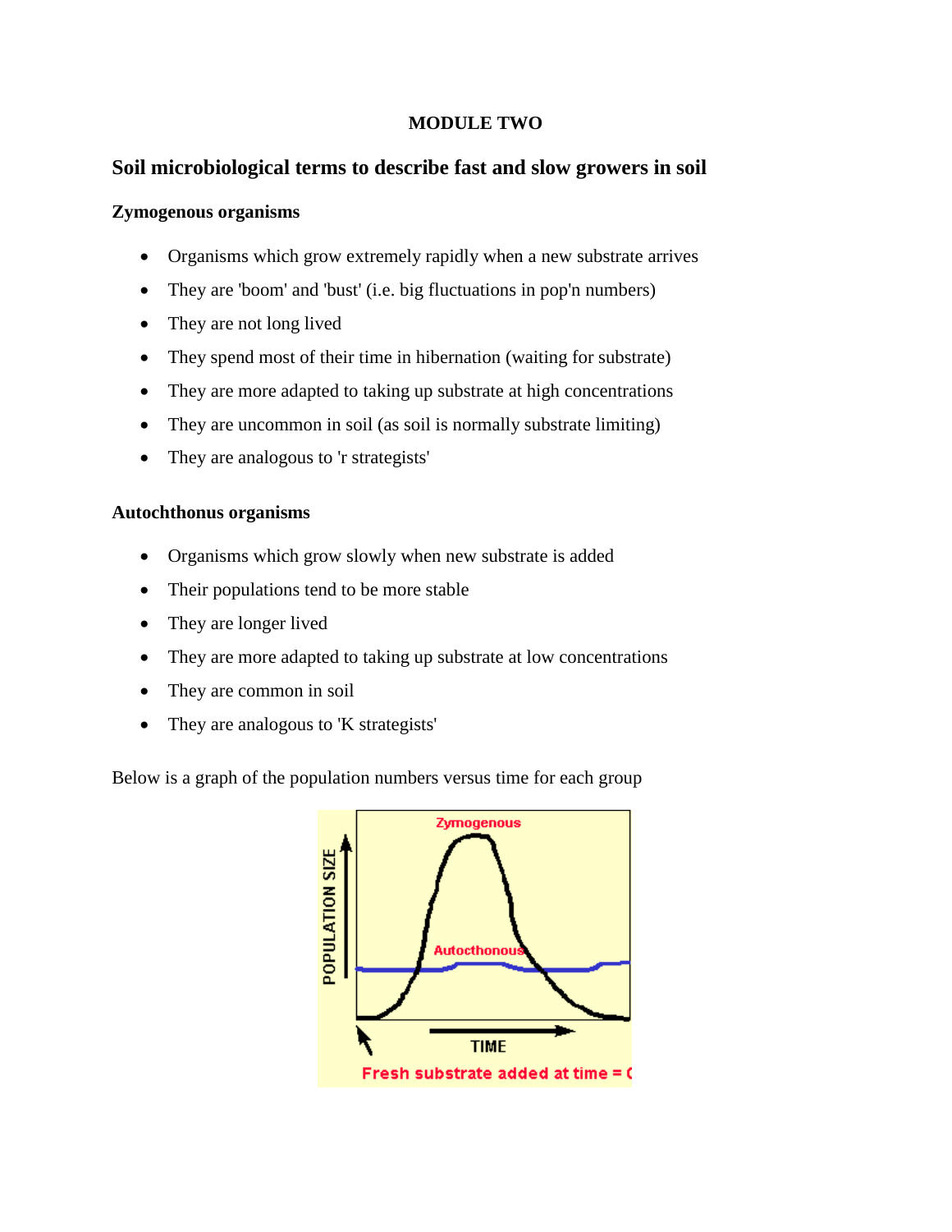**MODULE TWO**

## Soil microbiological terms to describe fast and slow growers in soil

### Zymogenous organisms

- Organisms which grow extremely rapidly when a new substrate arrives
- They are 'boom' and 'bust' (i.e. big fluctuations in pop'n numbers)
- They are not long lived
- They spend most of their time in hibernation (waiting for substrate)
- They are more adapted to taking up substrate at high concentrations
- They are uncommon in soil (as soil is normally substrate limiting)
- They are analogous to 'r strategists'

### Autochthonus organisms

- Organisms which grow slowly when new substrate is added
- Their populations tend to be more stable
- They are longer lived
- They are more adapted to taking up substrate at low concentrations
- They are common in soil
- They are analogous to 'K strategists'

Below is a graph of the population numbers versus time for each group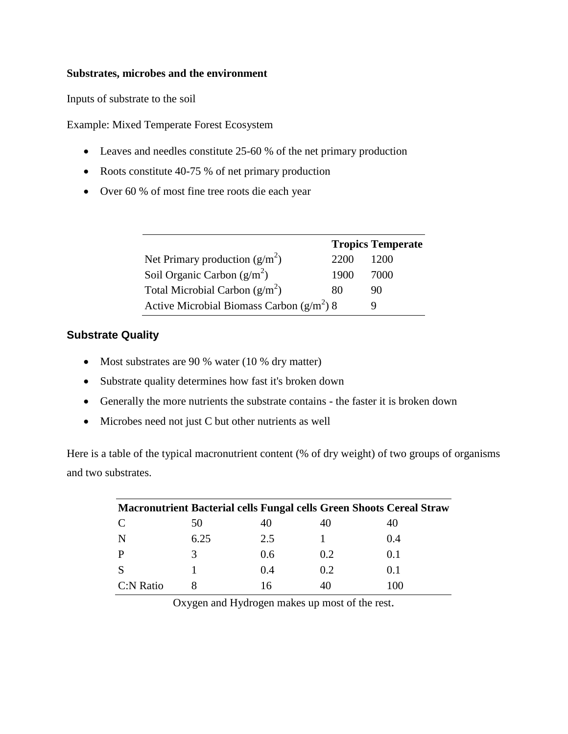**Substrates, microbes and the environment**

Inputs of substrate to the soil

Example: Mixed Temperate Forest Ecosystem

- Leaves and needles constitute 25-60 % of the net primary production
- Roots constitute 40-75 % of net primary production
- Over 60 % of most fine tree roots die each year

| | **Tropics** | **Temperate** |
|---|---|---|
| Net Primary production ($g/m^2$) | 2200 | 1200 |
| Soil Organic Carbon ($g/m^2$) | 1900 | 7000 |
| Total Microbial Carbon ($g/m^2$) | 80 | 90 |
| Active Microbial Biomass Carbon ($g/m^2$) | 8 | 9 |

## Substrate Quality

- Most substrates are 90 % water (10 % dry matter)
- Substrate quality determines how fast it's broken down
- Generally the more nutrients the substrate contains - the faster it is broken down
- Microbes need not just C but other nutrients as well

Here is a table of the typical macronutrient content (% of dry weight) of two groups of organisms and two substrates.

| **Macronutrient** | **Bacterial cells** | **Fungal cells** | **Green Shoots** | **Cereal Straw** |
|---|---|---|---|---|
| C | 50 | 40 | 40 | 40 |
| N | 6.25 | 2.5 | 1 | 0.4 |
| P | 3 | 0.6 | 0.2 | 0.1 |
| S | 1 | 0.4 | 0.2 | 0.1 |
| C:N Ratio | 8 | 16 | 40 | 100 |

Oxygen and Hydrogen makes up most of the rest.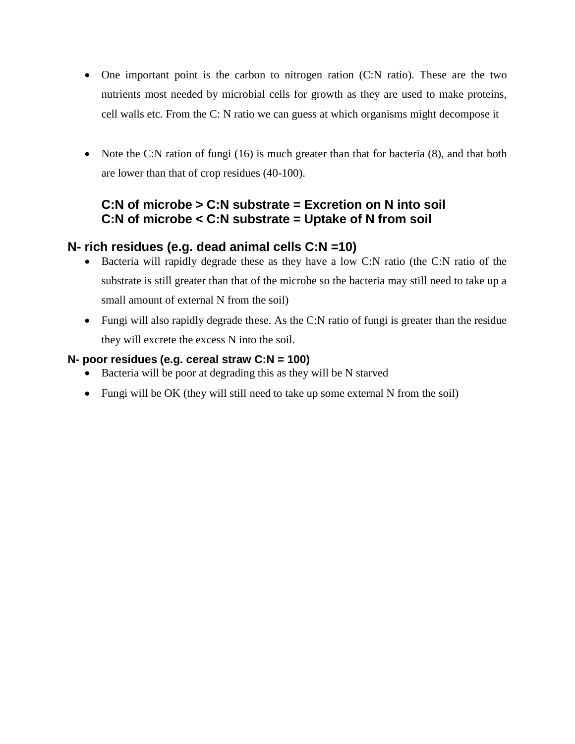- One important point is the carbon to nitrogen ration (C:N ratio). These are the two nutrients most needed by microbial cells for growth as they are used to make proteins, cell walls etc. From the C: N ratio we can guess at which organisms might decompose it

- Note the C:N ration of fungi (16) is much greater than that for bacteria (8), and that both are lower than that of crop residues (40-100).

**C:N of microbe > C:N substrate = Excretion on N into soil**
**C:N of microbe < C:N substrate = Uptake of N from soil**

## N- rich residues (e.g. dead animal cells C:N =10)

- Bacteria will rapidly degrade these as they have a low C:N ratio (the C:N ratio of the substrate is still greater than that of the microbe so the bacteria may still need to take up a small amount of external N from the soil)
- Fungi will also rapidly degrade these. As the C:N ratio of fungi is greater than the residue they will excrete the excess N into the soil.

### N- poor residues (e.g. cereal straw C:N = 100)

- Bacteria will be poor at degrading this as they will be N starved
- Fungi will be OK (they will still need to take up some external N from the soil)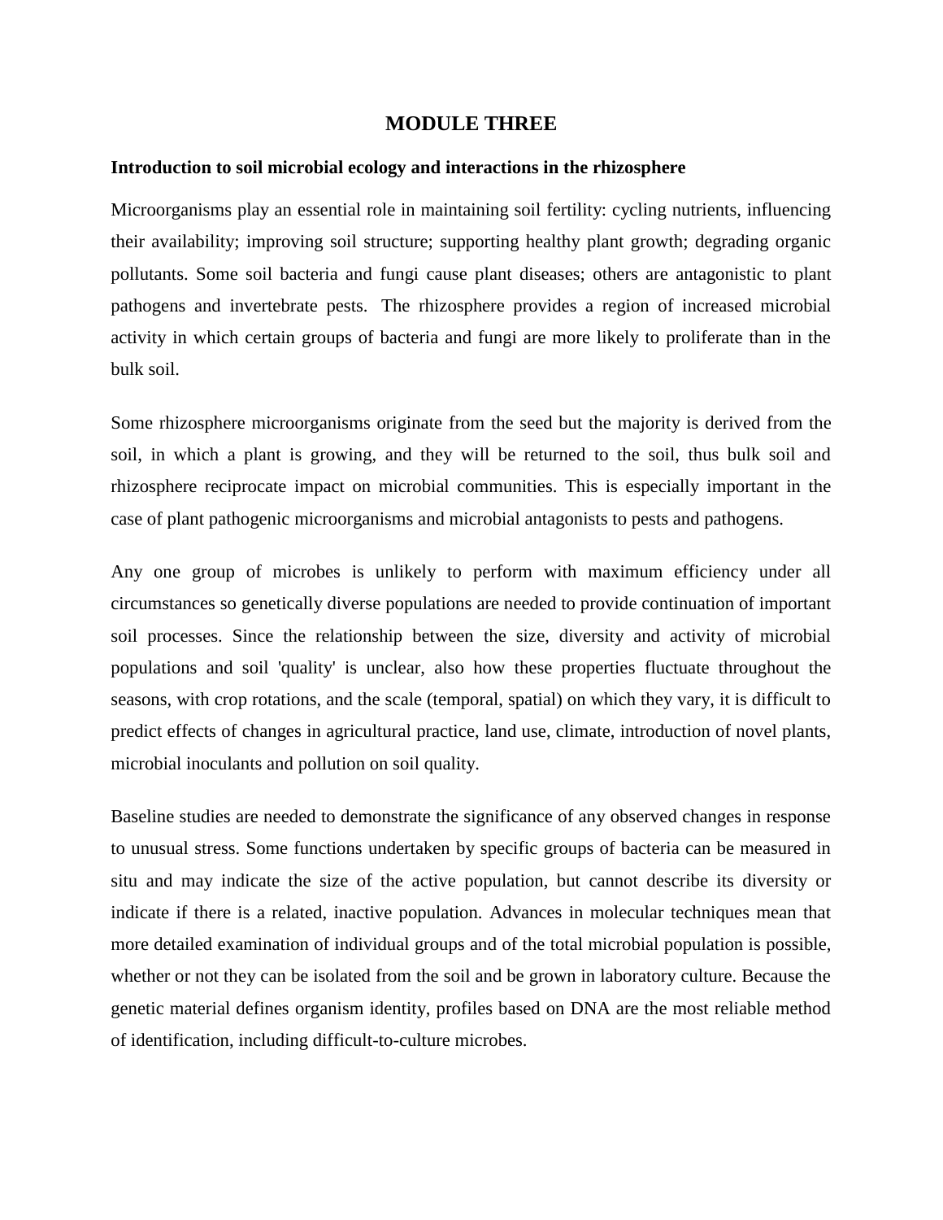# MODULE THREE

**Introduction to soil microbial ecology and interactions in the rhizosphere**

Microorganisms play an essential role in maintaining soil fertility: cycling nutrients, influencing their availability; improving soil structure; supporting healthy plant growth; degrading organic pollutants. Some soil bacteria and fungi cause plant diseases; others are antagonistic to plant pathogens and invertebrate pests. The rhizosphere provides a region of increased microbial activity in which certain groups of bacteria and fungi are more likely to proliferate than in the bulk soil.

Some rhizosphere microorganisms originate from the seed but the majority is derived from the soil, in which a plant is growing, and they will be returned to the soil, thus bulk soil and rhizosphere reciprocate impact on microbial communities. This is especially important in the case of plant pathogenic microorganisms and microbial antagonists to pests and pathogens.

Any one group of microbes is unlikely to perform with maximum efficiency under all circumstances so genetically diverse populations are needed to provide continuation of important soil processes. Since the relationship between the size, diversity and activity of microbial populations and soil 'quality' is unclear, also how these properties fluctuate throughout the seasons, with crop rotations, and the scale (temporal, spatial) on which they vary, it is difficult to predict effects of changes in agricultural practice, land use, climate, introduction of novel plants, microbial inoculants and pollution on soil quality.

Baseline studies are needed to demonstrate the significance of any observed changes in response to unusual stress. Some functions undertaken by specific groups of bacteria can be measured in situ and may indicate the size of the active population, but cannot describe its diversity or indicate if there is a related, inactive population. Advances in molecular techniques mean that more detailed examination of individual groups and of the total microbial population is possible, whether or not they can be isolated from the soil and be grown in laboratory culture. Because the genetic material defines organism identity, profiles based on DNA are the most reliable method of identification, including difficult-to-culture microbes.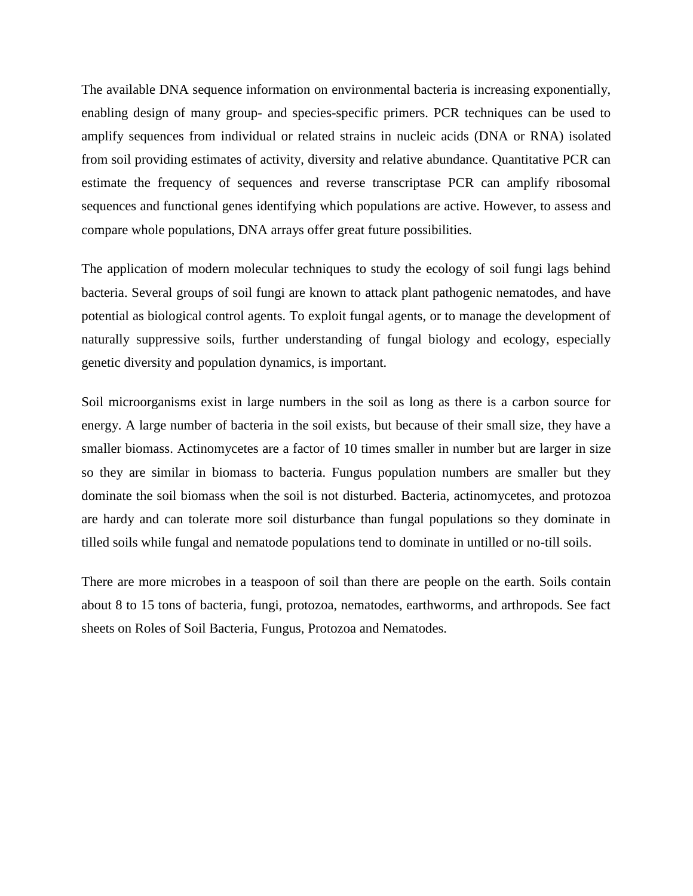The available DNA sequence information on environmental bacteria is increasing exponentially, enabling design of many group- and species-specific primers. PCR techniques can be used to amplify sequences from individual or related strains in nucleic acids (DNA or RNA) isolated from soil providing estimates of activity, diversity and relative abundance. Quantitative PCR can estimate the frequency of sequences and reverse transcriptase PCR can amplify ribosomal sequences and functional genes identifying which populations are active. However, to assess and compare whole populations, DNA arrays offer great future possibilities.

The application of modern molecular techniques to study the ecology of soil fungi lags behind bacteria. Several groups of soil fungi are known to attack plant pathogenic nematodes, and have potential as biological control agents. To exploit fungal agents, or to manage the development of naturally suppressive soils, further understanding of fungal biology and ecology, especially genetic diversity and population dynamics, is important.

Soil microorganisms exist in large numbers in the soil as long as there is a carbon source for energy. A large number of bacteria in the soil exists, but because of their small size, they have a smaller biomass. Actinomycetes are a factor of 10 times smaller in number but are larger in size so they are similar in biomass to bacteria. Fungus population numbers are smaller but they dominate the soil biomass when the soil is not disturbed. Bacteria, actinomycetes, and protozoa are hardy and can tolerate more soil disturbance than fungal populations so they dominate in tilled soils while fungal and nematode populations tend to dominate in untilled or no-till soils.

There are more microbes in a teaspoon of soil than there are people on the earth. Soils contain about 8 to 15 tons of bacteria, fungi, protozoa, nematodes, earthworms, and arthropods. See fact sheets on Roles of Soil Bacteria, Fungus, Protozoa and Nematodes.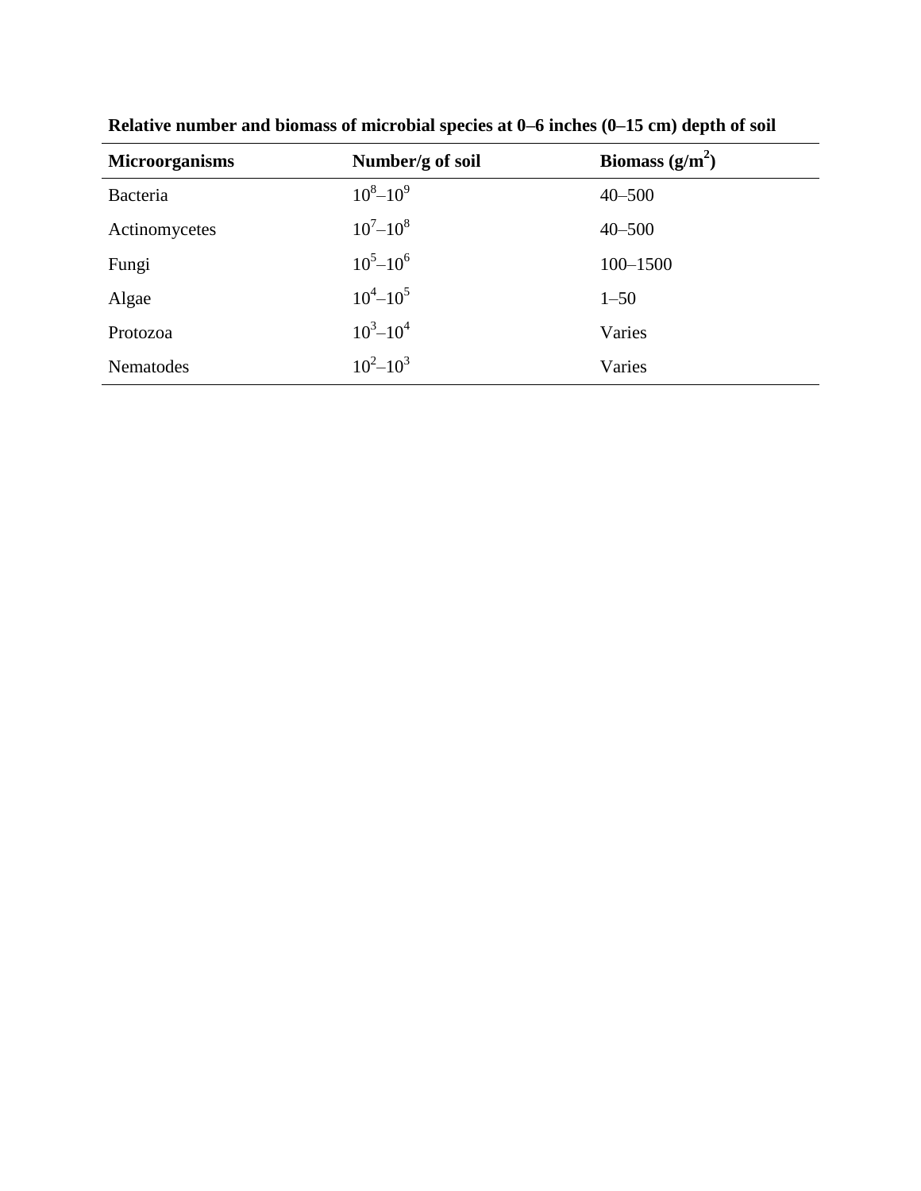**Relative number and biomass of microbial species at 0–6 inches (0–15 cm) depth of soil**

| Microorganisms | Number/g of soil | Biomass ($g/m^2$) |
|---|---|---|
| Bacteria | $10^8$–$10^9$ | 40–500 |
| Actinomycetes | $10^7$–$10^8$ | 40–500 |
| Fungi | $10^5$–$10^6$ | 100–1500 |
| Algae | $10^4$–$10^5$ | 1–50 |
| Protozoa | $10^3$–$10^4$ | Varies |
| Nematodes | $10^2$–$10^3$ | Varies |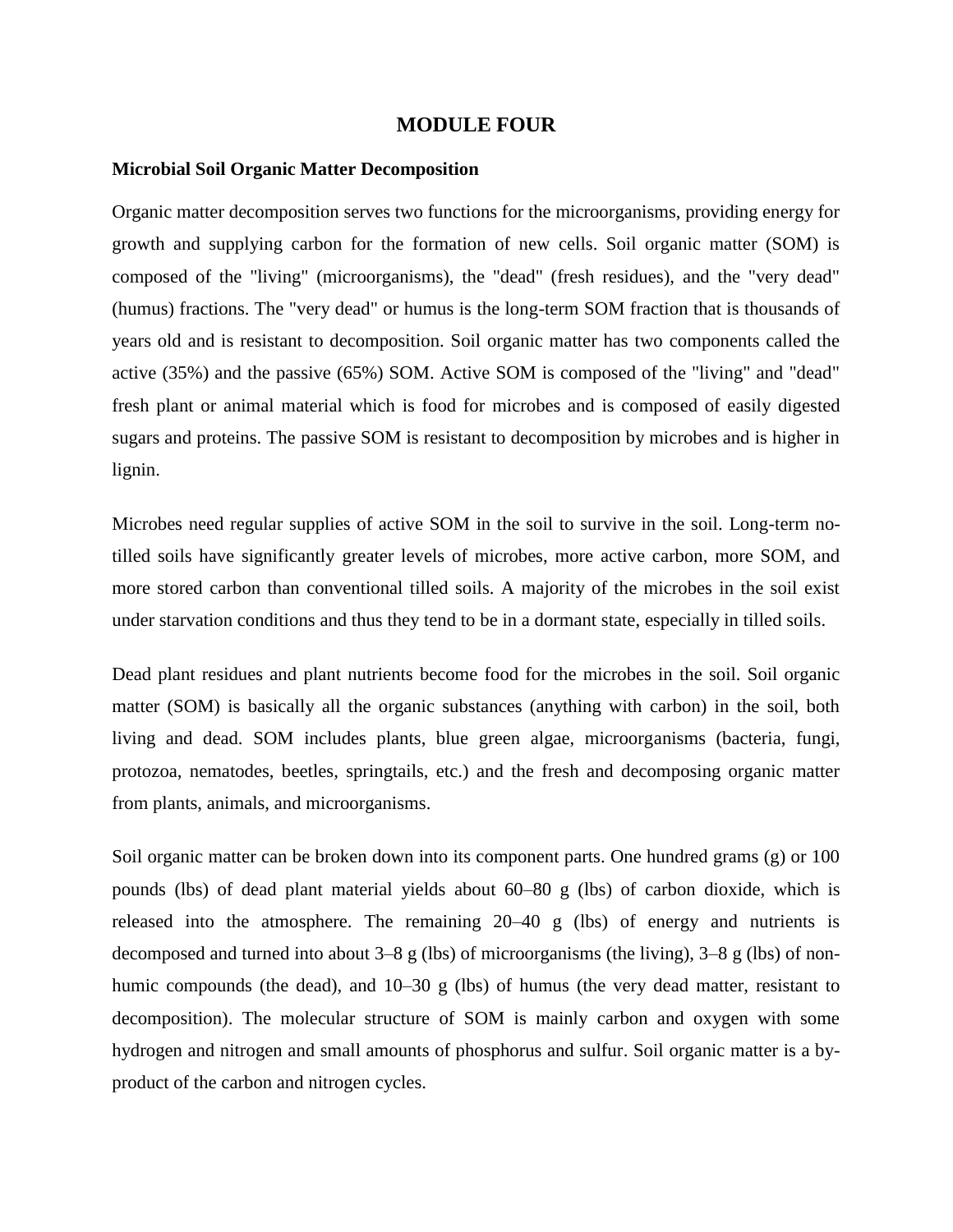# MODULE FOUR

### Microbial Soil Organic Matter Decomposition

Organic matter decomposition serves two functions for the microorganisms, providing energy for growth and supplying carbon for the formation of new cells. Soil organic matter (SOM) is composed of the "living" (microorganisms), the "dead" (fresh residues), and the "very dead" (humus) fractions. The "very dead" or humus is the long-term SOM fraction that is thousands of years old and is resistant to decomposition. Soil organic matter has two components called the active (35%) and the passive (65%) SOM. Active SOM is composed of the "living" and "dead" fresh plant or animal material which is food for microbes and is composed of easily digested sugars and proteins. The passive SOM is resistant to decomposition by microbes and is higher in lignin.

Microbes need regular supplies of active SOM in the soil to survive in the soil. Long-term no-tilled soils have significantly greater levels of microbes, more active carbon, more SOM, and more stored carbon than conventional tilled soils. A majority of the microbes in the soil exist under starvation conditions and thus they tend to be in a dormant state, especially in tilled soils.

Dead plant residues and plant nutrients become food for the microbes in the soil. Soil organic matter (SOM) is basically all the organic substances (anything with carbon) in the soil, both living and dead. SOM includes plants, blue green algae, microorganisms (bacteria, fungi, protozoa, nematodes, beetles, springtails, etc.) and the fresh and decomposing organic matter from plants, animals, and microorganisms.

Soil organic matter can be broken down into its component parts. One hundred grams (g) or 100 pounds (lbs) of dead plant material yields about 60–80 g (lbs) of carbon dioxide, which is released into the atmosphere. The remaining 20–40 g (lbs) of energy and nutrients is decomposed and turned into about 3–8 g (lbs) of microorganisms (the living), 3–8 g (lbs) of non-humic compounds (the dead), and 10–30 g (lbs) of humus (the very dead matter, resistant to decomposition). The molecular structure of SOM is mainly carbon and oxygen with some hydrogen and nitrogen and small amounts of phosphorus and sulfur. Soil organic matter is a by-product of the carbon and nitrogen cycles.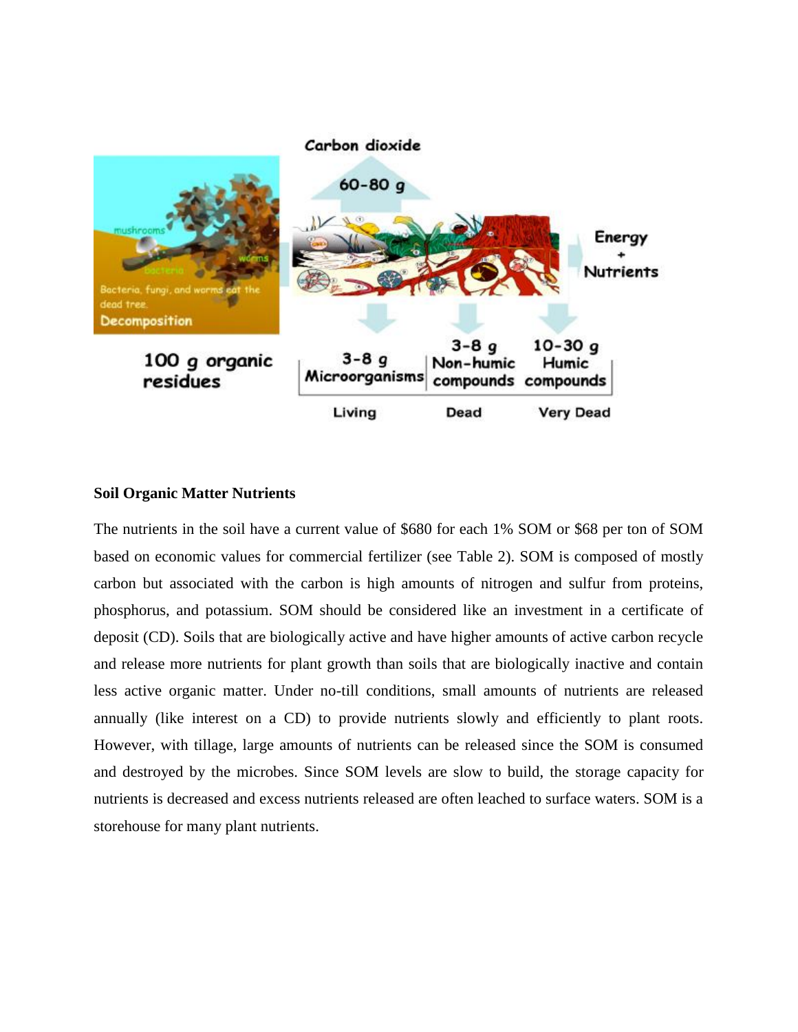**Soil Organic Matter Nutrients**

The nutrients in the soil have a current value of $680 for each 1% SOM or $68 per ton of SOM based on economic values for commercial fertilizer (see Table 2). SOM is composed of mostly carbon but associated with the carbon is high amounts of nitrogen and sulfur from proteins, phosphorus, and potassium. SOM should be considered like an investment in a certificate of deposit (CD). Soils that are biologically active and have higher amounts of active carbon recycle and release more nutrients for plant growth than soils that are biologically inactive and contain less active organic matter. Under no-till conditions, small amounts of nutrients are released annually (like interest on a CD) to provide nutrients slowly and efficiently to plant roots. However, with tillage, large amounts of nutrients can be released since the SOM is consumed and destroyed by the microbes. Since SOM levels are slow to build, the storage capacity for nutrients is decreased and excess nutrients released are often leached to surface waters. SOM is a storehouse for many plant nutrients.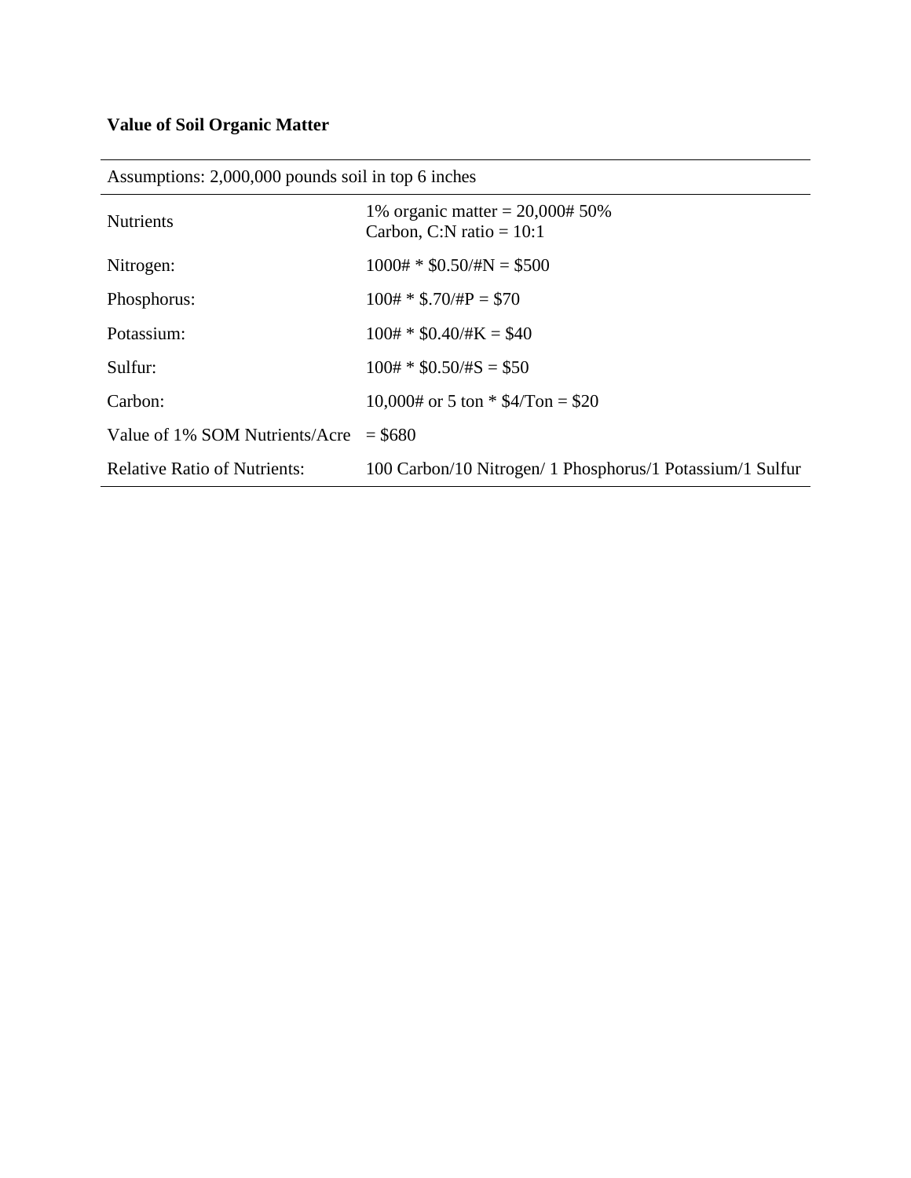**Value of Soil Organic Matter**

| Assumptions: 2,000,000 pounds soil in top 6 inches | |
|---|---|
| Nutrients | 1% organic matter = 20,000# 50% Carbon, C:N ratio = 10:1 |
| Nitrogen: | 1000# * $0.50/#N = $500 |
| Phosphorus: | 100# * $.70/#P = $70 |
| Potassium: | 100# * $0.40/#K = $40 |
| Sulfur: | 100# * $0.50/#S = $50 |
| Carbon: | 10,000# or 5 ton * $4/Ton = $20 |
| Value of 1% SOM Nutrients/Acre | = $680 |
| Relative Ratio of Nutrients: | 100 Carbon/10 Nitrogen/ 1 Phosphorus/1 Potassium/1 Sulfur |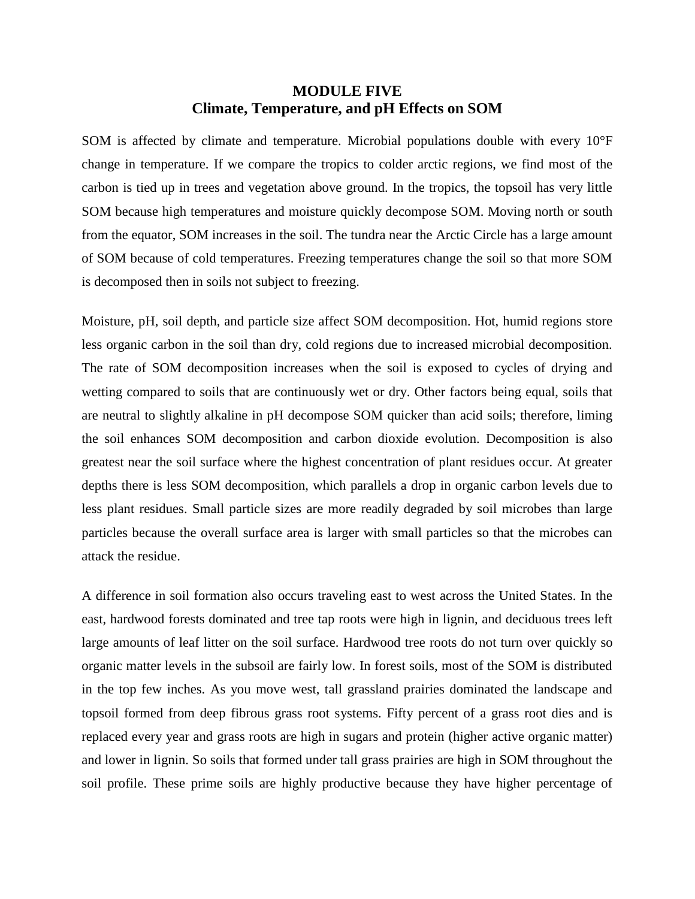# MODULE FIVE
## Climate, Temperature, and pH Effects on SOM

SOM is affected by climate and temperature. Microbial populations double with every 10°F change in temperature. If we compare the tropics to colder arctic regions, we find most of the carbon is tied up in trees and vegetation above ground. In the tropics, the topsoil has very little SOM because high temperatures and moisture quickly decompose SOM. Moving north or south from the equator, SOM increases in the soil. The tundra near the Arctic Circle has a large amount of SOM because of cold temperatures. Freezing temperatures change the soil so that more SOM is decomposed then in soils not subject to freezing.

Moisture, pH, soil depth, and particle size affect SOM decomposition. Hot, humid regions store less organic carbon in the soil than dry, cold regions due to increased microbial decomposition. The rate of SOM decomposition increases when the soil is exposed to cycles of drying and wetting compared to soils that are continuously wet or dry. Other factors being equal, soils that are neutral to slightly alkaline in pH decompose SOM quicker than acid soils; therefore, liming the soil enhances SOM decomposition and carbon dioxide evolution. Decomposition is also greatest near the soil surface where the highest concentration of plant residues occur. At greater depths there is less SOM decomposition, which parallels a drop in organic carbon levels due to less plant residues. Small particle sizes are more readily degraded by soil microbes than large particles because the overall surface area is larger with small particles so that the microbes can attack the residue.

A difference in soil formation also occurs traveling east to west across the United States. In the east, hardwood forests dominated and tree tap roots were high in lignin, and deciduous trees left large amounts of leaf litter on the soil surface. Hardwood tree roots do not turn over quickly so organic matter levels in the subsoil are fairly low. In forest soils, most of the SOM is distributed in the top few inches. As you move west, tall grassland prairies dominated the landscape and topsoil formed from deep fibrous grass root systems. Fifty percent of a grass root dies and is replaced every year and grass roots are high in sugars and protein (higher active organic matter) and lower in lignin. So soils that formed under tall grass prairies are high in SOM throughout the soil profile. These prime soils are highly productive because they have higher percentage of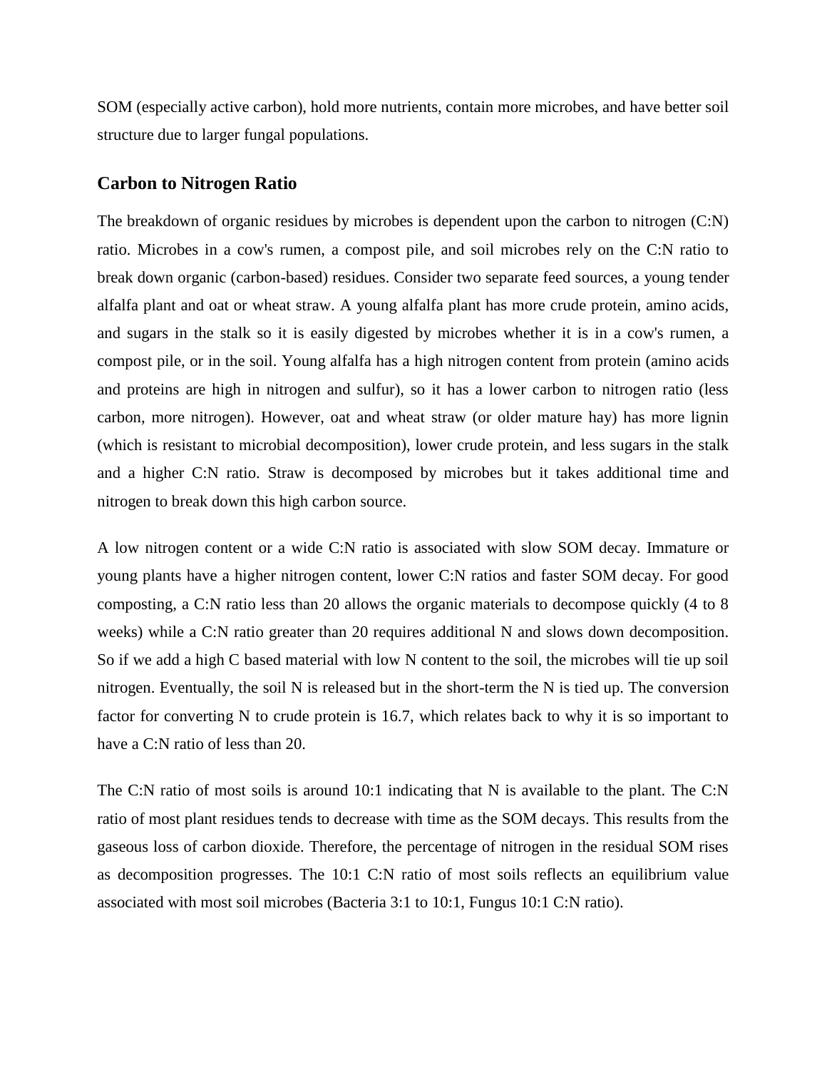SOM (especially active carbon), hold more nutrients, contain more microbes, and have better soil structure due to larger fungal populations.

## Carbon to Nitrogen Ratio

The breakdown of organic residues by microbes is dependent upon the carbon to nitrogen (C:N) ratio. Microbes in a cow's rumen, a compost pile, and soil microbes rely on the C:N ratio to break down organic (carbon-based) residues. Consider two separate feed sources, a young tender alfalfa plant and oat or wheat straw. A young alfalfa plant has more crude protein, amino acids, and sugars in the stalk so it is easily digested by microbes whether it is in a cow's rumen, a compost pile, or in the soil. Young alfalfa has a high nitrogen content from protein (amino acids and proteins are high in nitrogen and sulfur), so it has a lower carbon to nitrogen ratio (less carbon, more nitrogen). However, oat and wheat straw (or older mature hay) has more lignin (which is resistant to microbial decomposition), lower crude protein, and less sugars in the stalk and a higher C:N ratio. Straw is decomposed by microbes but it takes additional time and nitrogen to break down this high carbon source.

A low nitrogen content or a wide C:N ratio is associated with slow SOM decay. Immature or young plants have a higher nitrogen content, lower C:N ratios and faster SOM decay. For good composting, a C:N ratio less than 20 allows the organic materials to decompose quickly (4 to 8 weeks) while a C:N ratio greater than 20 requires additional N and slows down decomposition. So if we add a high C based material with low N content to the soil, the microbes will tie up soil nitrogen. Eventually, the soil N is released but in the short-term the N is tied up. The conversion factor for converting N to crude protein is 16.7, which relates back to why it is so important to have a C:N ratio of less than 20.

The C:N ratio of most soils is around 10:1 indicating that N is available to the plant. The C:N ratio of most plant residues tends to decrease with time as the SOM decays. This results from the gaseous loss of carbon dioxide. Therefore, the percentage of nitrogen in the residual SOM rises as decomposition progresses. The 10:1 C:N ratio of most soils reflects an equilibrium value associated with most soil microbes (Bacteria 3:1 to 10:1, Fungus 10:1 C:N ratio).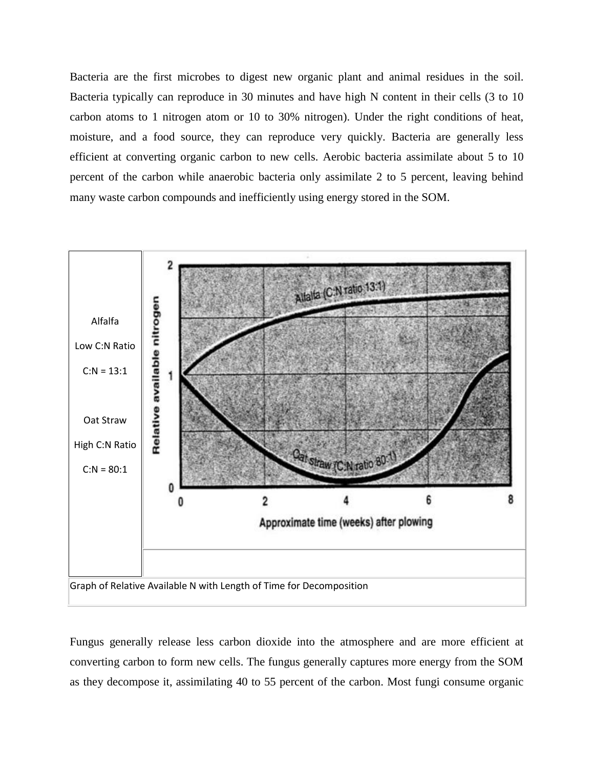Bacteria are the first microbes to digest new organic plant and animal residues in the soil. Bacteria typically can reproduce in 30 minutes and have high N content in their cells (3 to 10 carbon atoms to 1 nitrogen atom or 10 to 30% nitrogen). Under the right conditions of heat, moisture, and a food source, they can reproduce very quickly. Bacteria are generally less efficient at converting organic carbon to new cells. Aerobic bacteria assimilate about 5 to 10 percent of the carbon while anaerobic bacteria only assimilate 2 to 5 percent, leaving behind many waste carbon compounds and inefficiently using energy stored in the SOM.

| | |
|---|---|
| Alfalfa<br>Low C:N Ratio<br>C:N = 13:1<br><br>Oat Straw<br>High C:N Ratio<br>C:N = 80:1 | |
| Graph of Relative Available N with Length of Time for Decomposition | |

Fungus generally release less carbon dioxide into the atmosphere and are more efficient at converting carbon to form new cells. The fungus generally captures more energy from the SOM as they decompose it, assimilating 40 to 55 percent of the carbon. Most fungi consume organic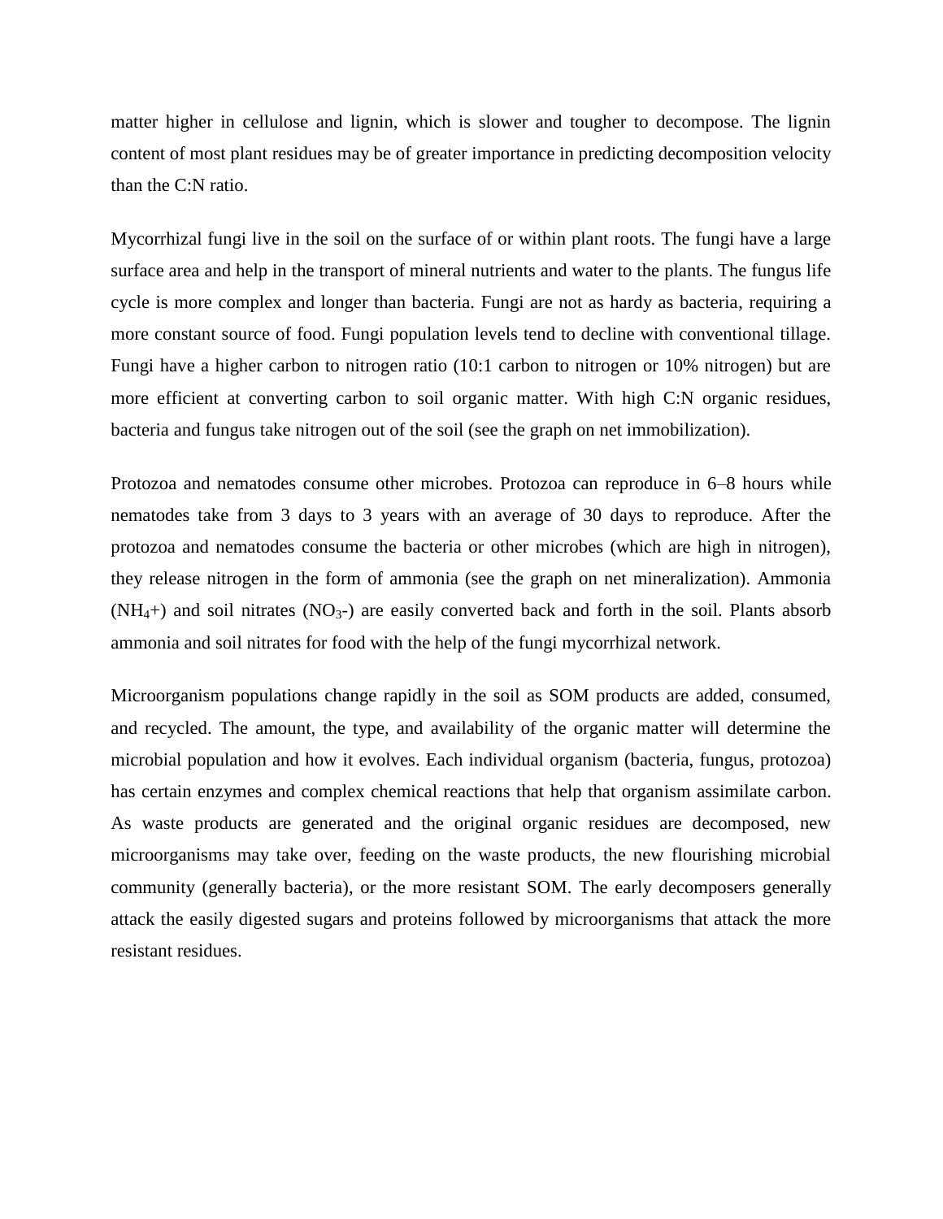matter higher in cellulose and lignin, which is slower and tougher to decompose. The lignin content of most plant residues may be of greater importance in predicting decomposition velocity than the C:N ratio.

Mycorrhizal fungi live in the soil on the surface of or within plant roots. The fungi have a large surface area and help in the transport of mineral nutrients and water to the plants. The fungus life cycle is more complex and longer than bacteria. Fungi are not as hardy as bacteria, requiring a more constant source of food. Fungi population levels tend to decline with conventional tillage. Fungi have a higher carbon to nitrogen ratio (10:1 carbon to nitrogen or 10% nitrogen) but are more efficient at converting carbon to soil organic matter. With high C:N organic residues, bacteria and fungus take nitrogen out of the soil (see the graph on net immobilization).

Protozoa and nematodes consume other microbes. Protozoa can reproduce in 6–8 hours while nematodes take from 3 days to 3 years with an average of 30 days to reproduce. After the protozoa and nematodes consume the bacteria or other microbes (which are high in nitrogen), they release nitrogen in the form of ammonia (see the graph on net mineralization). Ammonia ($NH_4$+) and soil nitrates ($NO_3$-) are easily converted back and forth in the soil. Plants absorb ammonia and soil nitrates for food with the help of the fungi mycorrhizal network.

Microorganism populations change rapidly in the soil as SOM products are added, consumed, and recycled. The amount, the type, and availability of the organic matter will determine the microbial population and how it evolves. Each individual organism (bacteria, fungus, protozoa) has certain enzymes and complex chemical reactions that help that organism assimilate carbon. As waste products are generated and the original organic residues are decomposed, new microorganisms may take over, feeding on the waste products, the new flourishing microbial community (generally bacteria), or the more resistant SOM. The early decomposers generally attack the easily digested sugars and proteins followed by microorganisms that attack the more resistant residues.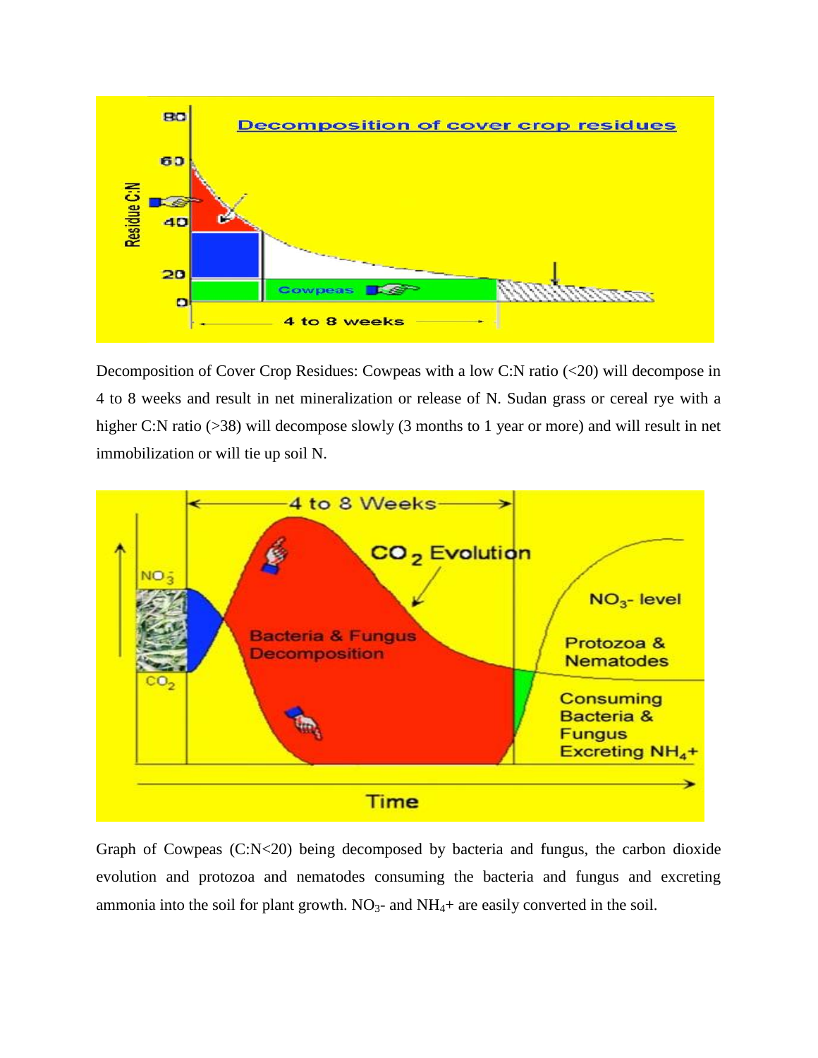Decomposition of Cover Crop Residues: Cowpeas with a low C:N ratio (<20) will decompose in 4 to 8 weeks and result in net mineralization or release of N. Sudan grass or cereal rye with a higher C:N ratio (>38) will decompose slowly (3 months to 1 year or more) and will result in net immobilization or will tie up soil N.

Graph of Cowpeas (C:N<20) being decomposed by bacteria and fungus, the carbon dioxide evolution and protozoa and nematodes consuming the bacteria and fungus and excreting ammonia into the soil for plant growth. $NO_3$- and $NH_4$+ are easily converted in the soil.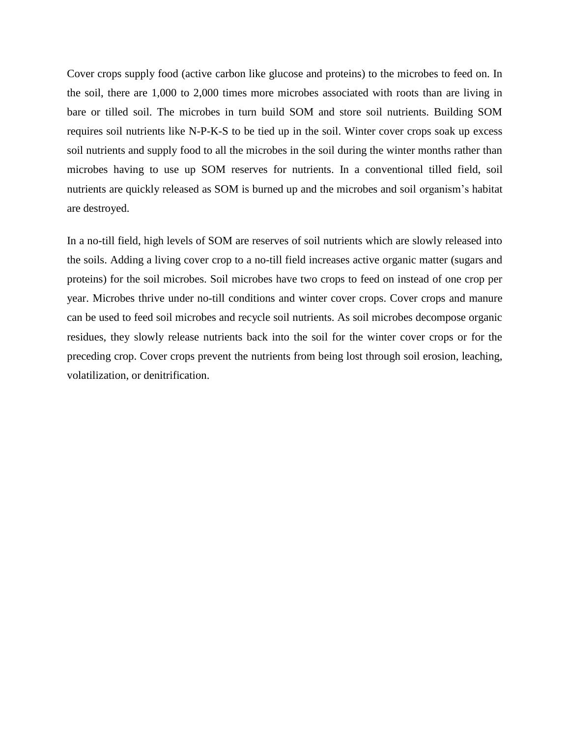Cover crops supply food (active carbon like glucose and proteins) to the microbes to feed on. In the soil, there are 1,000 to 2,000 times more microbes associated with roots than are living in bare or tilled soil. The microbes in turn build SOM and store soil nutrients. Building SOM requires soil nutrients like N-P-K-S to be tied up in the soil. Winter cover crops soak up excess soil nutrients and supply food to all the microbes in the soil during the winter months rather than microbes having to use up SOM reserves for nutrients. In a conventional tilled field, soil nutrients are quickly released as SOM is burned up and the microbes and soil organism's habitat are destroyed.

In a no-till field, high levels of SOM are reserves of soil nutrients which are slowly released into the soils. Adding a living cover crop to a no-till field increases active organic matter (sugars and proteins) for the soil microbes. Soil microbes have two crops to feed on instead of one crop per year. Microbes thrive under no-till conditions and winter cover crops. Cover crops and manure can be used to feed soil microbes and recycle soil nutrients. As soil microbes decompose organic residues, they slowly release nutrients back into the soil for the winter cover crops or for the preceding crop. Cover crops prevent the nutrients from being lost through soil erosion, leaching, volatilization, or denitrification.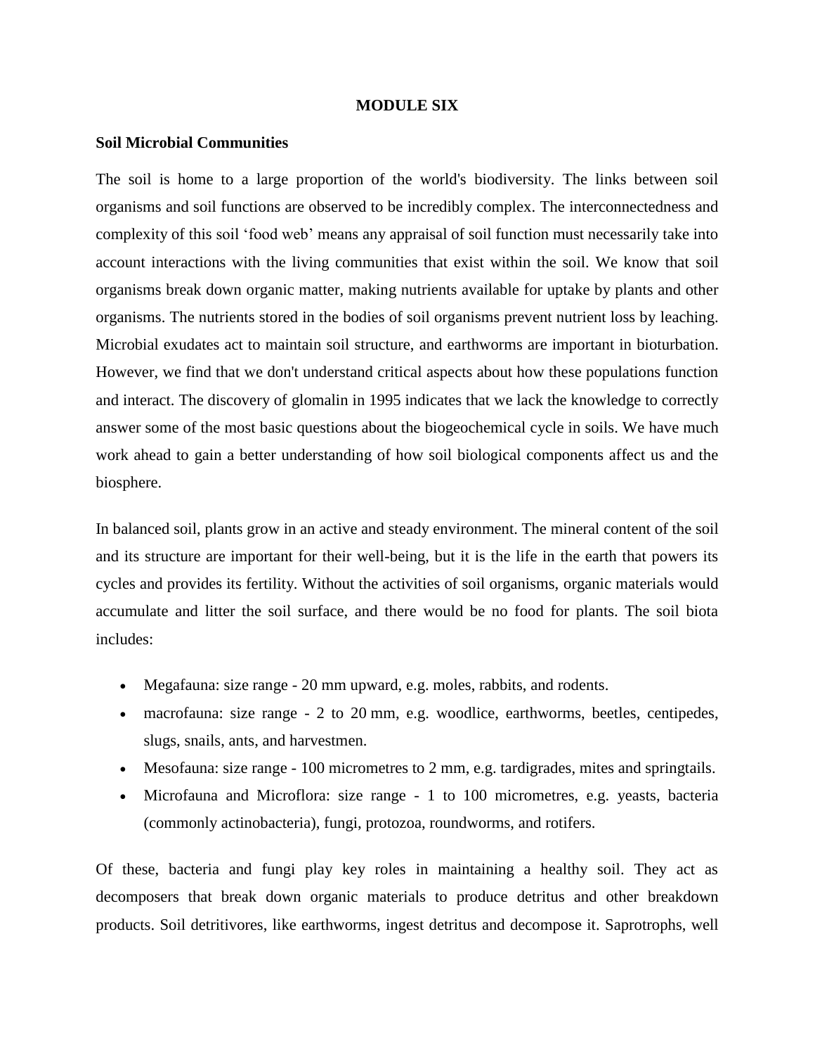# MODULE SIX

## Soil Microbial Communities

The soil is home to a large proportion of the world's biodiversity. The links between soil organisms and soil functions are observed to be incredibly complex. The interconnectedness and complexity of this soil 'food web' means any appraisal of soil function must necessarily take into account interactions with the living communities that exist within the soil. We know that soil organisms break down organic matter, making nutrients available for uptake by plants and other organisms. The nutrients stored in the bodies of soil organisms prevent nutrient loss by leaching. Microbial exudates act to maintain soil structure, and earthworms are important in bioturbation. However, we find that we don't understand critical aspects about how these populations function and interact. The discovery of glomalin in 1995 indicates that we lack the knowledge to correctly answer some of the most basic questions about the biogeochemical cycle in soils. We have much work ahead to gain a better understanding of how soil biological components affect us and the biosphere.

In balanced soil, plants grow in an active and steady environment. The mineral content of the soil and its structure are important for their well-being, but it is the life in the earth that powers its cycles and provides its fertility. Without the activities of soil organisms, organic materials would accumulate and litter the soil surface, and there would be no food for plants. The soil biota includes:

- Megafauna: size range - 20 mm upward, e.g. moles, rabbits, and rodents.
- macrofauna: size range - 2 to 20 mm, e.g. woodlice, earthworms, beetles, centipedes, slugs, snails, ants, and harvestmen.
- Mesofauna: size range - 100 micrometres to 2 mm, e.g. tardigrades, mites and springtails.
- Microfauna and Microflora: size range - 1 to 100 micrometres, e.g. yeasts, bacteria (commonly actinobacteria), fungi, protozoa, roundworms, and rotifers.

Of these, bacteria and fungi play key roles in maintaining a healthy soil. They act as decomposers that break down organic materials to produce detritus and other breakdown products. Soil detritivores, like earthworms, ingest detritus and decompose it. Saprotrophs, well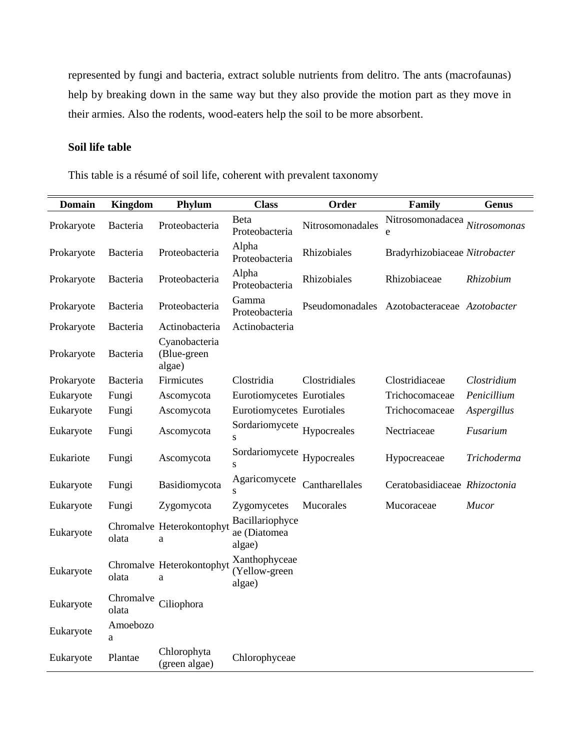represented by fungi and bacteria, extract soluble nutrients from delitro. The ants (macrofaunas) help by breaking down in the same way but they also provide the motion part as they move in their armies. Also the rodents, wood-eaters help the soil to be more absorbent.

**Soil life table**

This table is a résumé of soil life, coherent with prevalent taxonomy

| Domain | Kingdom | Phylum | Class | Order | Family | Genus |
|---|---|---|---|---|---|---|
| Prokaryote | Bacteria | Proteobacteria | Beta Proteobacteria | Nitrosomonadales | Nitrosomonadaceae | *Nitrosomonas* |
| Prokaryote | Bacteria | Proteobacteria | Alpha Proteobacteria | Rhizobiales | Bradyrhizobiaceae | *Nitrobacter* |
| Prokaryote | Bacteria | Proteobacteria | Alpha Proteobacteria | Rhizobiales | Rhizobiaceae | *Rhizobium* |
| Prokaryote | Bacteria | Proteobacteria | Gamma Proteobacteria | Pseudomonadales | Azotobacteraceae | *Azotobacter* |
| Prokaryote | Bacteria | Actinobacteria | Actinobacteria | | | |
| Prokaryote | Bacteria | Cyanobacteria (Blue-green algae) | | | | |
| Prokaryote | Bacteria | Firmicutes | Clostridia | Clostridiales | Clostridiaceae | *Clostridium* |
| Eukaryote | Fungi | Ascomycota | Eurotiomycetes | Eurotiales | Trichocomaceae | *Penicillium* |
| Eukaryote | Fungi | Ascomycota | Eurotiomycetes | Eurotiales | Trichocomaceae | *Aspergillus* |
| Eukaryote | Fungi | Ascomycota | Sordariomycetes | Hypocreales | Nectriaceae | *Fusarium* |
| Eukariote | Fungi | Ascomycota | Sordariomycetes | Hypocreales | Hypocreaceae | *Trichoderma* |
| Eukaryote | Fungi | Basidiomycota | Agaricomycetes | Cantharellales | Ceratobasidiaceae | *Rhizoctonia* |
| Eukaryote | Fungi | Zygomycota | Zygomycetes | Mucorales | Mucoraceae | *Mucor* |
| Eukaryote | Chromalveolata | Heterokontophyta | Bacillariophyceae (Diatomea algae) | | | |
| Eukaryote | Chromalveolata | Heterokontophyta | Xanthophyceae (Yellow-green algae) | | | |
| Eukaryote | Chromalveolata | Ciliophora | | | | |
| Eukaryote | Amoebozoa | | | | | |
| Eukaryote | Plantae | Chlorophyta (green algae) | Chlorophyceae | | | |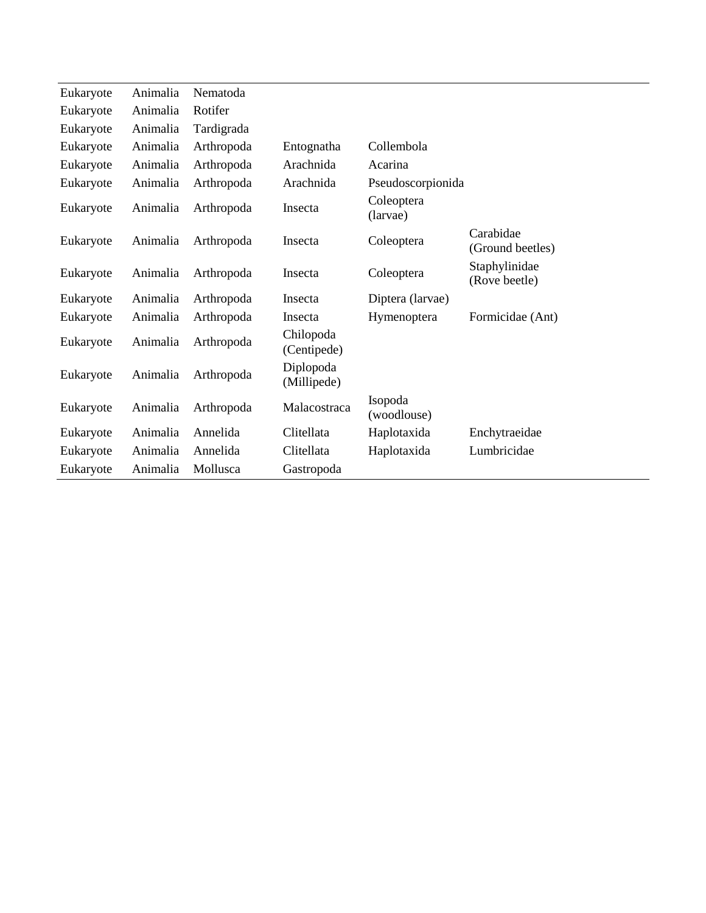| | | | | | |
|---|---|---|---|---|---|
| Eukaryote | Animalia | Nematoda | | | |
| Eukaryote | Animalia | Rotifer | | | |
| Eukaryote | Animalia | Tardigrada | | | |
| Eukaryote | Animalia | Arthropoda | Entognatha | Collembola | |
| Eukaryote | Animalia | Arthropoda | Arachnida | Acarina | |
| Eukaryote | Animalia | Arthropoda | Arachnida | Pseudoscorpionida | |
| Eukaryote | Animalia | Arthropoda | Insecta | Coleoptera (larvae) | |
| Eukaryote | Animalia | Arthropoda | Insecta | Coleoptera | Carabidae (Ground beetles) |
| Eukaryote | Animalia | Arthropoda | Insecta | Coleoptera | Staphylinidae (Rove beetle) |
| Eukaryote | Animalia | Arthropoda | Insecta | Diptera (larvae) | |
| Eukaryote | Animalia | Arthropoda | Insecta | Hymenoptera | Formicidae (Ant) |
| Eukaryote | Animalia | Arthropoda | Chilopoda (Centipede) | | |
| Eukaryote | Animalia | Arthropoda | Diplopoda (Millipede) | | |
| Eukaryote | Animalia | Arthropoda | Malacostraca | Isopoda (woodlouse) | |
| Eukaryote | Animalia | Annelida | Clitellata | Haplotaxida | Enchytraeidae |
| Eukaryote | Animalia | Annelida | Clitellata | Haplotaxida | Lumbricidae |
| Eukaryote | Animalia | Mollusca | Gastropoda | | |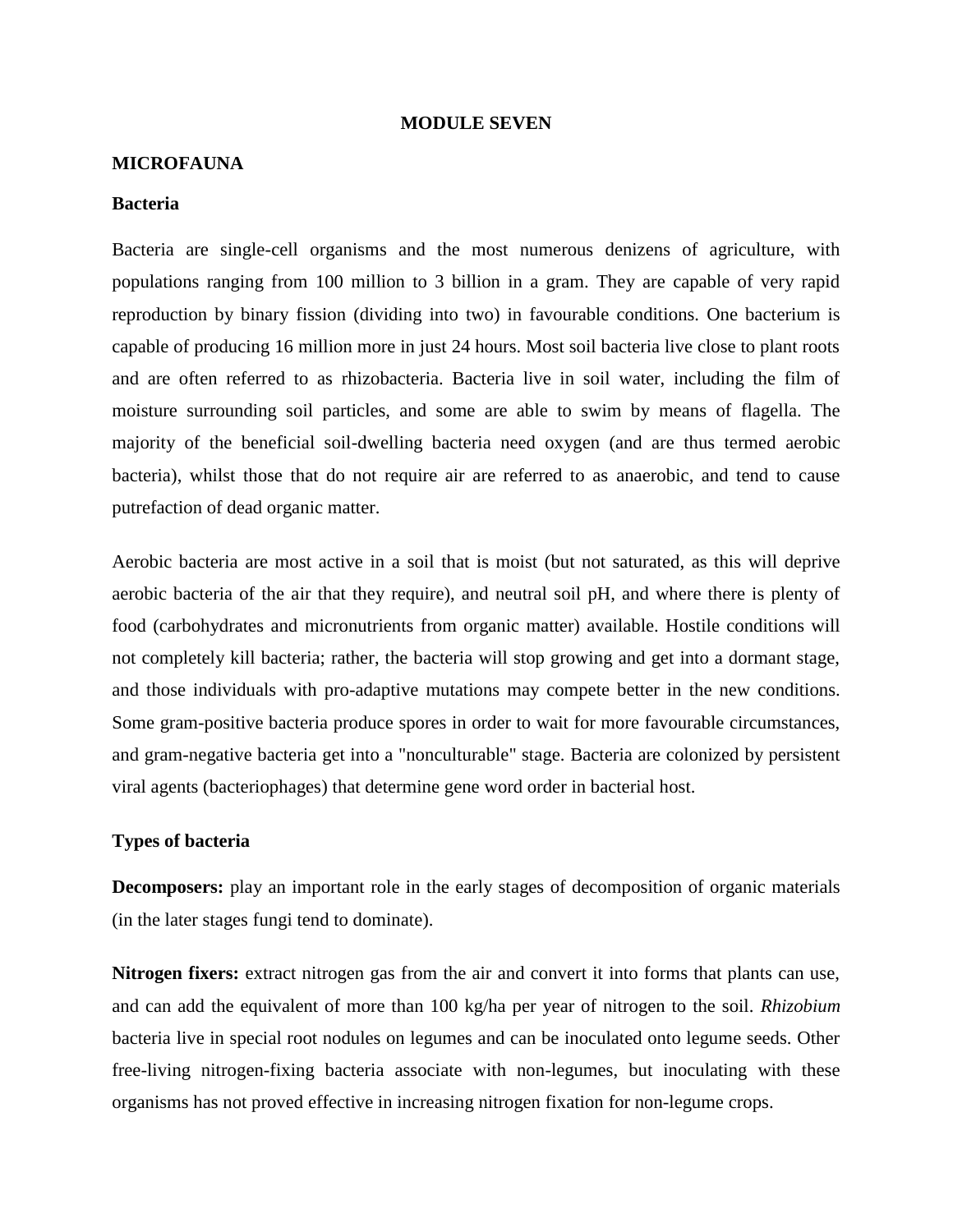# MODULE SEVEN

## MICROFAUNA

### Bacteria

Bacteria are single-cell organisms and the most numerous denizens of agriculture, with populations ranging from 100 million to 3 billion in a gram. They are capable of very rapid reproduction by binary fission (dividing into two) in favourable conditions. One bacterium is capable of producing 16 million more in just 24 hours. Most soil bacteria live close to plant roots and are often referred to as rhizobacteria. Bacteria live in soil water, including the film of moisture surrounding soil particles, and some are able to swim by means of flagella. The majority of the beneficial soil-dwelling bacteria need oxygen (and are thus termed aerobic bacteria), whilst those that do not require air are referred to as anaerobic, and tend to cause putrefaction of dead organic matter.

Aerobic bacteria are most active in a soil that is moist (but not saturated, as this will deprive aerobic bacteria of the air that they require), and neutral soil pH, and where there is plenty of food (carbohydrates and micronutrients from organic matter) available. Hostile conditions will not completely kill bacteria; rather, the bacteria will stop growing and get into a dormant stage, and those individuals with pro-adaptive mutations may compete better in the new conditions. Some gram-positive bacteria produce spores in order to wait for more favourable circumstances, and gram-negative bacteria get into a "nonculturable" stage. Bacteria are colonized by persistent viral agents (bacteriophages) that determine gene word order in bacterial host.

### Types of bacteria

**Decomposers:** play an important role in the early stages of decomposition of organic materials (in the later stages fungi tend to dominate).

**Nitrogen fixers:** extract nitrogen gas from the air and convert it into forms that plants can use, and can add the equivalent of more than 100 kg/ha per year of nitrogen to the soil. *Rhizobium* bacteria live in special root nodules on legumes and can be inoculated onto legume seeds. Other free-living nitrogen-fixing bacteria associate with non-legumes, but inoculating with these organisms has not proved effective in increasing nitrogen fixation for non-legume crops.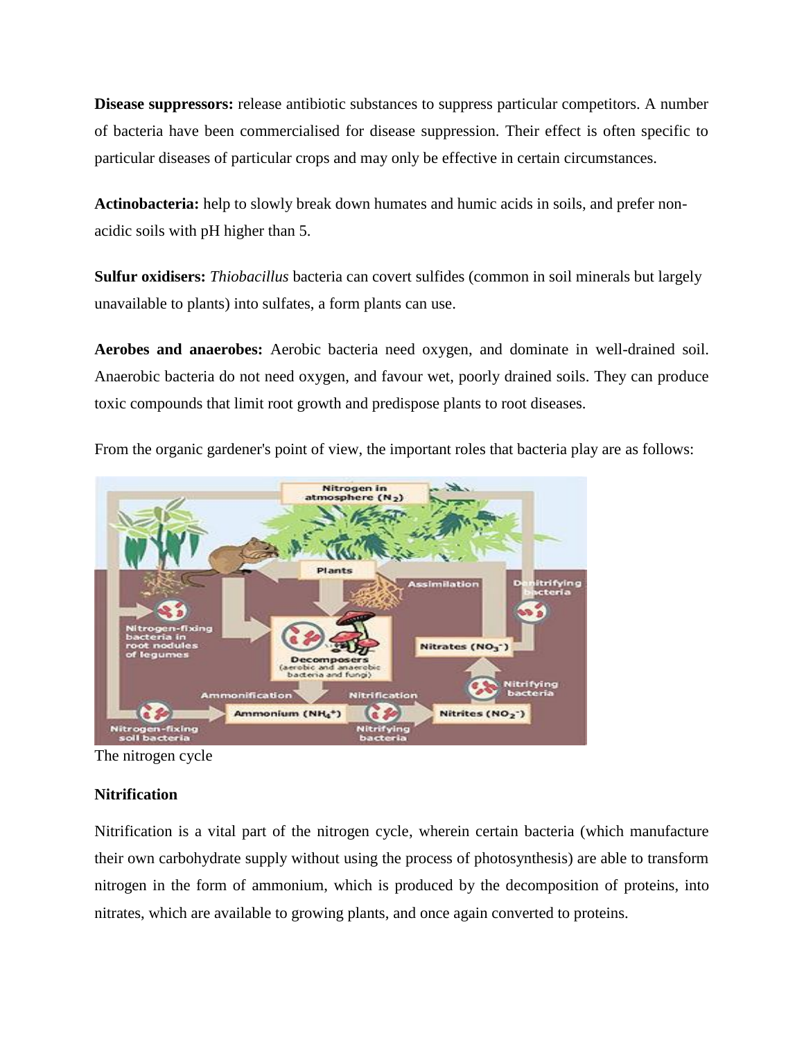**Disease suppressors:** release antibiotic substances to suppress particular competitors. A number of bacteria have been commercialised for disease suppression. Their effect is often specific to particular diseases of particular crops and may only be effective in certain circumstances.

**Actinobacteria:** help to slowly break down humates and humic acids in soils, and prefer non-acidic soils with pH higher than 5.

**Sulfur oxidisers:** *Thiobacillus* bacteria can covert sulfides (common in soil minerals but largely unavailable to plants) into sulfates, a form plants can use.

**Aerobes and anaerobes:** Aerobic bacteria need oxygen, and dominate in well-drained soil. Anaerobic bacteria do not need oxygen, and favour wet, poorly drained soils. They can produce toxic compounds that limit root growth and predispose plants to root diseases.

From the organic gardener's point of view, the important roles that bacteria play are as follows:

The nitrogen cycle

**Nitrification**

Nitrification is a vital part of the nitrogen cycle, wherein certain bacteria (which manufacture their own carbohydrate supply without using the process of photosynthesis) are able to transform nitrogen in the form of ammonium, which is produced by the decomposition of proteins, into nitrates, which are available to growing plants, and once again converted to proteins.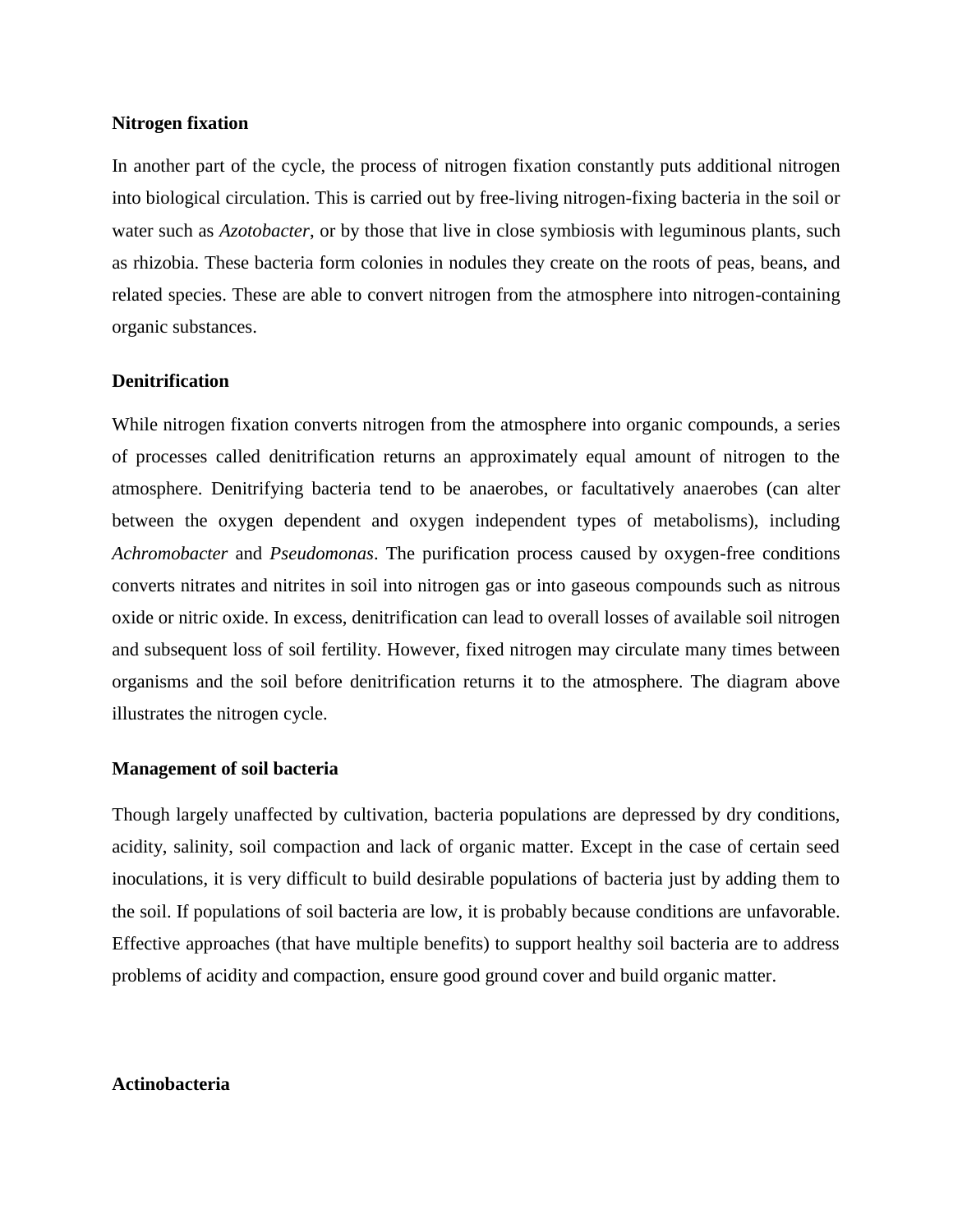**Nitrogen fixation**

In another part of the cycle, the process of nitrogen fixation constantly puts additional nitrogen into biological circulation. This is carried out by free-living nitrogen-fixing bacteria in the soil or water such as *Azotobacter*, or by those that live in close symbiosis with leguminous plants, such as rhizobia. These bacteria form colonies in nodules they create on the roots of peas, beans, and related species. These are able to convert nitrogen from the atmosphere into nitrogen-containing organic substances.

**Denitrification**

While nitrogen fixation converts nitrogen from the atmosphere into organic compounds, a series of processes called denitrification returns an approximately equal amount of nitrogen to the atmosphere. Denitrifying bacteria tend to be anaerobes, or facultatively anaerobes (can alter between the oxygen dependent and oxygen independent types of metabolisms), including *Achromobacter* and *Pseudomonas*. The purification process caused by oxygen-free conditions converts nitrates and nitrites in soil into nitrogen gas or into gaseous compounds such as nitrous oxide or nitric oxide. In excess, denitrification can lead to overall losses of available soil nitrogen and subsequent loss of soil fertility. However, fixed nitrogen may circulate many times between organisms and the soil before denitrification returns it to the atmosphere. The diagram above illustrates the nitrogen cycle.

**Management of soil bacteria**

Though largely unaffected by cultivation, bacteria populations are depressed by dry conditions, acidity, salinity, soil compaction and lack of organic matter. Except in the case of certain seed inoculations, it is very difficult to build desirable populations of bacteria just by adding them to the soil. If populations of soil bacteria are low, it is probably because conditions are unfavorable. Effective approaches (that have multiple benefits) to support healthy soil bacteria are to address problems of acidity and compaction, ensure good ground cover and build organic matter.

**Actinobacteria**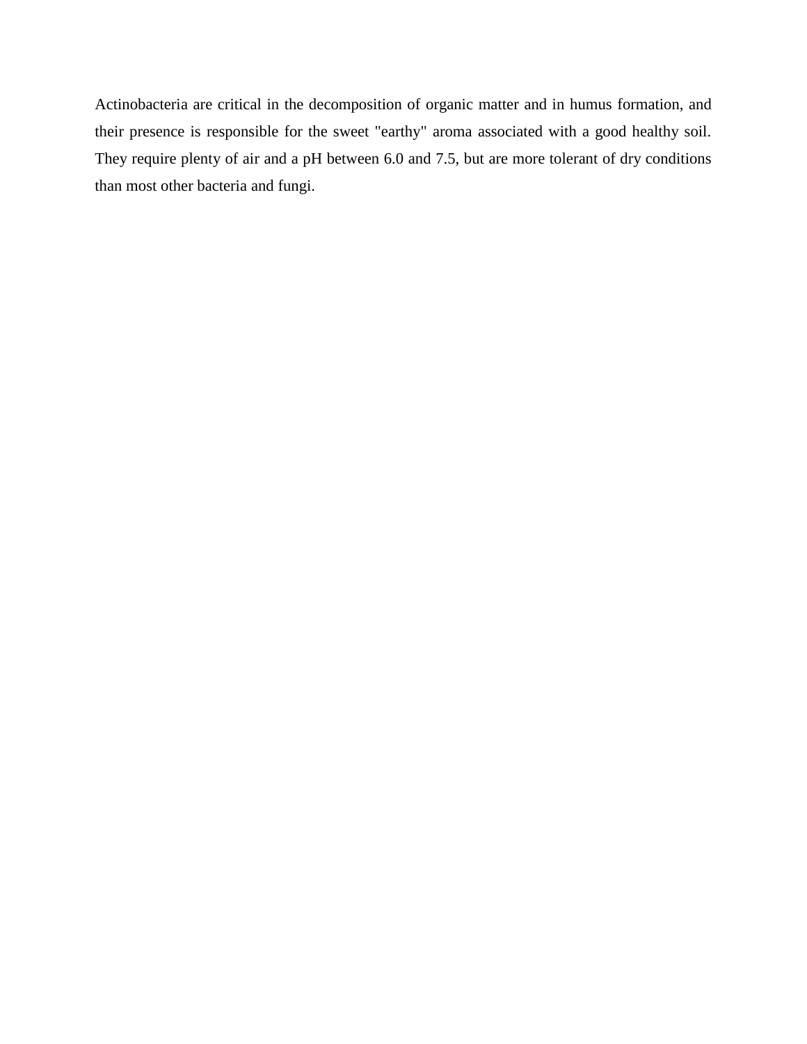Actinobacteria are critical in the decomposition of organic matter and in humus formation, and their presence is responsible for the sweet "earthy" aroma associated with a good healthy soil. They require plenty of air and a pH between 6.0 and 7.5, but are more tolerant of dry conditions than most other bacteria and fungi.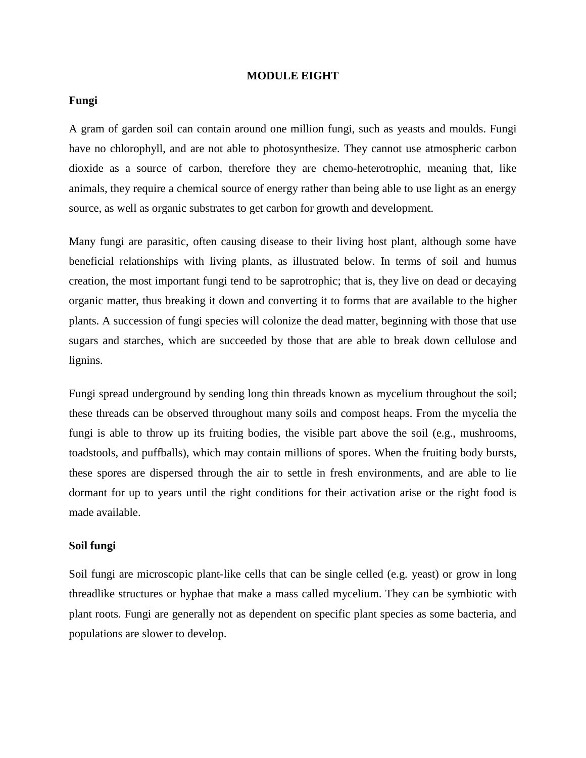# MODULE EIGHT

## Fungi

A gram of garden soil can contain around one million fungi, such as yeasts and moulds. Fungi have no chlorophyll, and are not able to photosynthesize. They cannot use atmospheric carbon dioxide as a source of carbon, therefore they are chemo-heterotrophic, meaning that, like animals, they require a chemical source of energy rather than being able to use light as an energy source, as well as organic substrates to get carbon for growth and development.

Many fungi are parasitic, often causing disease to their living host plant, although some have beneficial relationships with living plants, as illustrated below. In terms of soil and humus creation, the most important fungi tend to be saprotrophic; that is, they live on dead or decaying organic matter, thus breaking it down and converting it to forms that are available to the higher plants. A succession of fungi species will colonize the dead matter, beginning with those that use sugars and starches, which are succeeded by those that are able to break down cellulose and lignins.

Fungi spread underground by sending long thin threads known as mycelium throughout the soil; these threads can be observed throughout many soils and compost heaps. From the mycelia the fungi is able to throw up its fruiting bodies, the visible part above the soil (e.g., mushrooms, toadstools, and puffballs), which may contain millions of spores. When the fruiting body bursts, these spores are dispersed through the air to settle in fresh environments, and are able to lie dormant for up to years until the right conditions for their activation arise or the right food is made available.

## Soil fungi

Soil fungi are microscopic plant-like cells that can be single celled (e.g. yeast) or grow in long threadlike structures or hyphae that make a mass called mycelium. They can be symbiotic with plant roots. Fungi are generally not as dependent on specific plant species as some bacteria, and populations are slower to develop.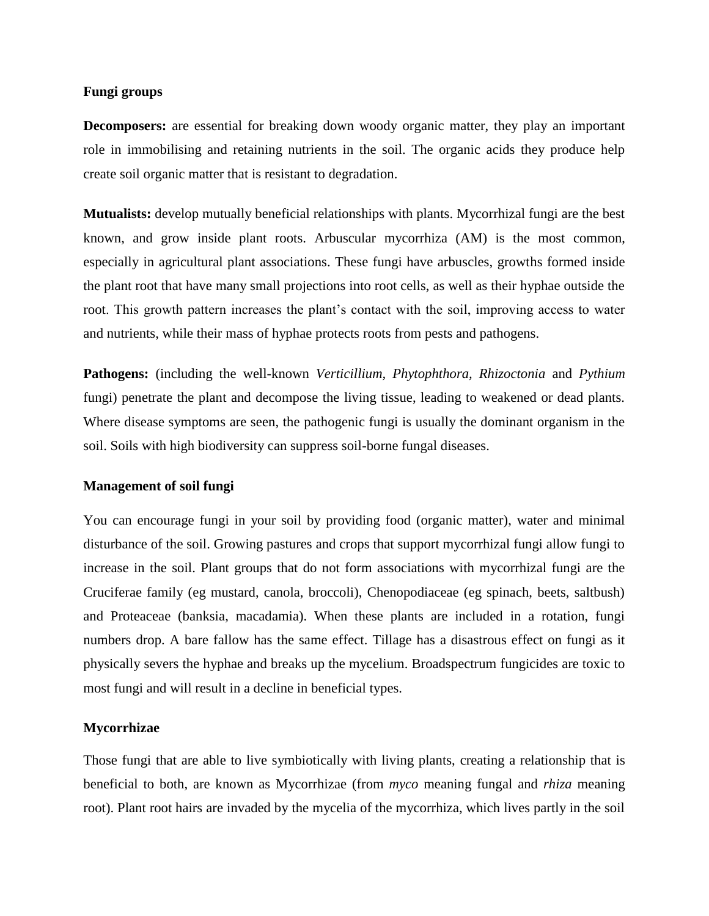**Fungi groups**

**Decomposers:** are essential for breaking down woody organic matter, they play an important role in immobilising and retaining nutrients in the soil. The organic acids they produce help create soil organic matter that is resistant to degradation.

**Mutualists:** develop mutually beneficial relationships with plants. Mycorrhizal fungi are the best known, and grow inside plant roots. Arbuscular mycorrhiza (AM) is the most common, especially in agricultural plant associations. These fungi have arbuscles, growths formed inside the plant root that have many small projections into root cells, as well as their hyphae outside the root. This growth pattern increases the plant's contact with the soil, improving access to water and nutrients, while their mass of hyphae protects roots from pests and pathogens.

**Pathogens:** (including the well-known *Verticillium, Phytophthora, Rhizoctonia* and *Pythium* fungi) penetrate the plant and decompose the living tissue, leading to weakened or dead plants. Where disease symptoms are seen, the pathogenic fungi is usually the dominant organism in the soil. Soils with high biodiversity can suppress soil-borne fungal diseases.

**Management of soil fungi**

You can encourage fungi in your soil by providing food (organic matter), water and minimal disturbance of the soil. Growing pastures and crops that support mycorrhizal fungi allow fungi to increase in the soil. Plant groups that do not form associations with mycorrhizal fungi are the Cruciferae family (eg mustard, canola, broccoli), Chenopodiaceae (eg spinach, beets, saltbush) and Proteaceae (banksia, macadamia). When these plants are included in a rotation, fungi numbers drop. A bare fallow has the same effect. Tillage has a disastrous effect on fungi as it physically severs the hyphae and breaks up the mycelium. Broadspectrum fungicides are toxic to most fungi and will result in a decline in beneficial types.

**Mycorrhizae**

Those fungi that are able to live symbiotically with living plants, creating a relationship that is beneficial to both, are known as Mycorrhizae (from *myco* meaning fungal and *rhiza* meaning root). Plant root hairs are invaded by the mycelia of the mycorrhiza, which lives partly in the soil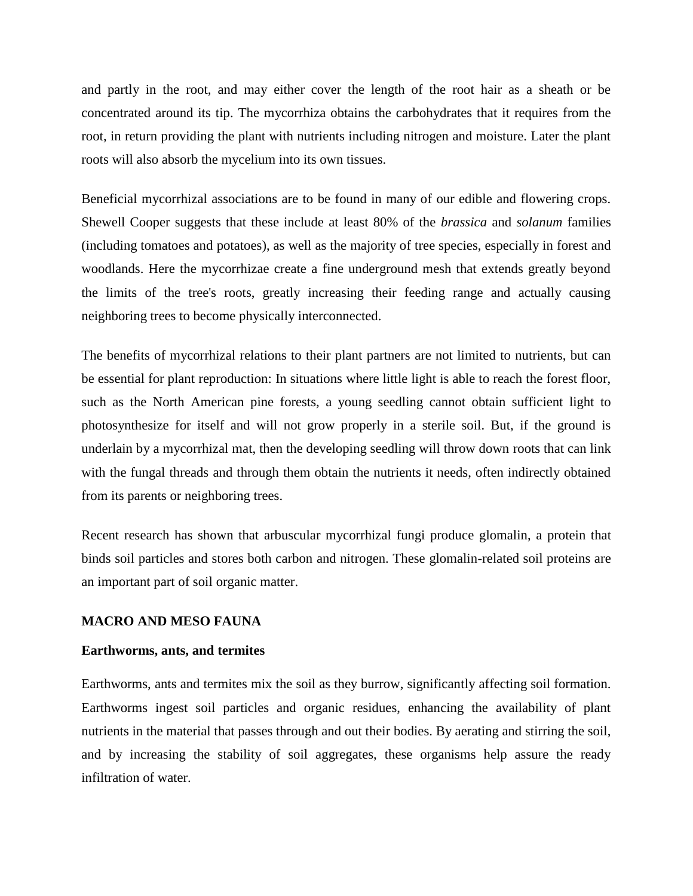and partly in the root, and may either cover the length of the root hair as a sheath or be concentrated around its tip. The mycorrhiza obtains the carbohydrates that it requires from the root, in return providing the plant with nutrients including nitrogen and moisture. Later the plant roots will also absorb the mycelium into its own tissues.

Beneficial mycorrhizal associations are to be found in many of our edible and flowering crops. Shewell Cooper suggests that these include at least 80% of the *brassica* and *solanum* families (including tomatoes and potatoes), as well as the majority of tree species, especially in forest and woodlands. Here the mycorrhizae create a fine underground mesh that extends greatly beyond the limits of the tree's roots, greatly increasing their feeding range and actually causing neighboring trees to become physically interconnected.

The benefits of mycorrhizal relations to their plant partners are not limited to nutrients, but can be essential for plant reproduction: In situations where little light is able to reach the forest floor, such as the North American pine forests, a young seedling cannot obtain sufficient light to photosynthesize for itself and will not grow properly in a sterile soil. But, if the ground is underlain by a mycorrhizal mat, then the developing seedling will throw down roots that can link with the fungal threads and through them obtain the nutrients it needs, often indirectly obtained from its parents or neighboring trees.

Recent research has shown that arbuscular mycorrhizal fungi produce glomalin, a protein that binds soil particles and stores both carbon and nitrogen. These glomalin-related soil proteins are an important part of soil organic matter.

## MACRO AND MESO FAUNA

### Earthworms, ants, and termites

Earthworms, ants and termites mix the soil as they burrow, significantly affecting soil formation. Earthworms ingest soil particles and organic residues, enhancing the availability of plant nutrients in the material that passes through and out their bodies. By aerating and stirring the soil, and by increasing the stability of soil aggregates, these organisms help assure the ready infiltration of water.